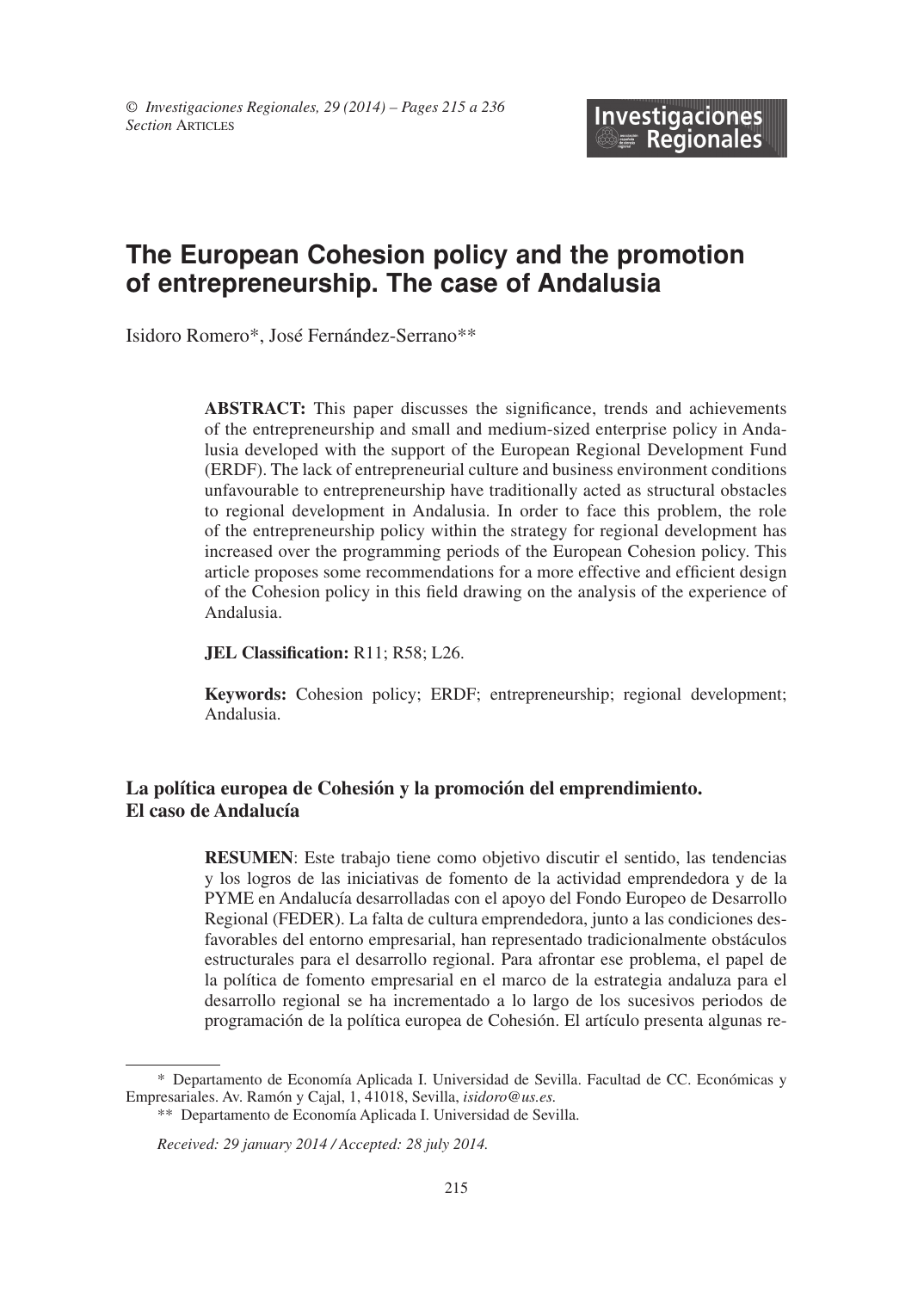# The European Cohesion policy and the promotion of entrepreneurship. The case of Andalusia

Isidoro Romero*, José Fernández-Serrano**

**ABSTRACT:** This paper discusses the significance, trends and achievements of the entrepreneurship and small and medium-sized enterprise policy in Andalusia developed with the support of the European Regional Development Fund (ERDF). The lack of entrepreneurial culture and business environment conditions unfavourable to entrepreneurship have traditionally acted as structural obstacles to regional development in Andalusia. In order to face this problem, the role of the entrepreneurship policy within the strategy for regional development has increased over the programming periods of the European Cohesion policy. This article proposes some recommendations for a more effective and efficient design of the Cohesion policy in this field drawing on the analysis of the experience of Andalusia.

**JEL Classification:** R11; R58; L26.

**Keywords:** Cohesion policy; ERDF; entrepreneurship; regional development; Andalusia.

## La política europea de Cohesión y la promoción del emprendimiento. El caso de Andalucía

**RESUMEN**: Este trabajo tiene como objetivo discutir el sentido, las tendencias y los logros de las iniciativas de fomento de la actividad emprendedora y de la PYME en Andalucía desarrolladas con el apoyo del Fondo Europeo de Desarrollo Regional (FEDER). La falta de cultura emprendedora, junto a las condiciones desfavorables del entorno empresarial, han representado tradicionalmente obstáculos estructurales para el desarrollo regional. Para afrontar ese problema, el papel de la política de fomento empresarial en el marco de la estrategia andaluza para el desarrollo regional se ha incrementado a lo largo de los sucesivos periodos de programación de la política europea de Cohesión. El artículo presenta algunas re-

---

\* Departamento de Economía Aplicada I. Universidad de Sevilla. Facultad de CC. Económicas y Empresariales. Av. Ramón y Cajal, 1, 41018, Sevilla, *isidoro@us.es.*

\*\* Departamento de Economía Aplicada I. Universidad de Sevilla.

*Received: 29 january 2014 / Accepted: 28 july 2014.*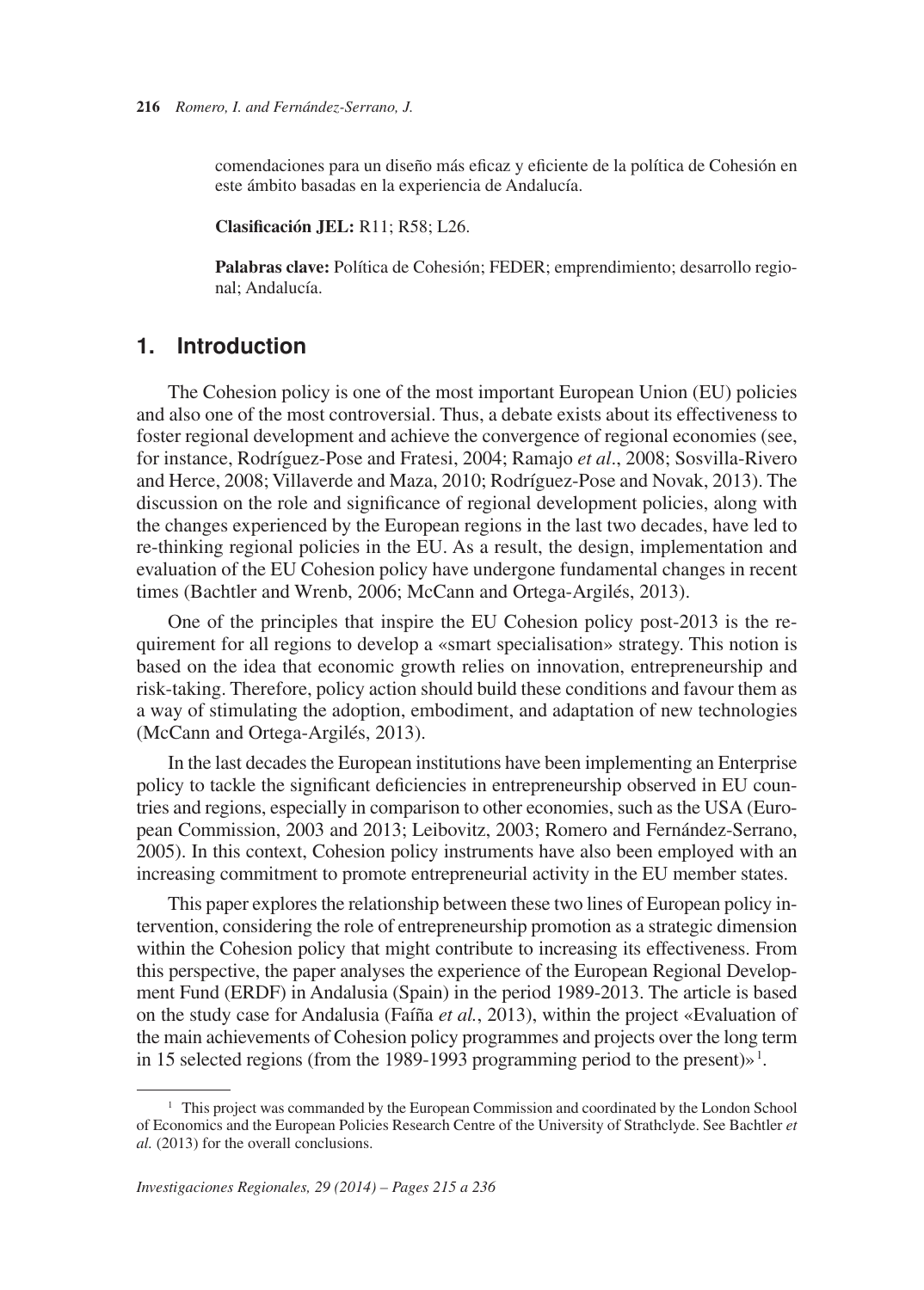comendaciones para un diseño más eficaz y eficiente de la política de Cohesión en este ámbito basadas en la experiencia de Andalucía.

**Clasificación JEL:** R11; R58; L26.

**Palabras clave:** Política de Cohesión; FEDER; emprendimiento; desarrollo regional; Andalucía.

## 1. Introduction

The Cohesion policy is one of the most important European Union (EU) policies and also one of the most controversial. Thus, a debate exists about its effectiveness to foster regional development and achieve the convergence of regional economies (see, for instance, Rodríguez-Pose and Fratesi, 2004; Ramajo *et al*., 2008; Sosvilla-Rivero and Herce, 2008; Villaverde and Maza, 2010; Rodríguez-Pose and Novak, 2013). The discussion on the role and significance of regional development policies, along with the changes experienced by the European regions in the last two decades, have led to re-thinking regional policies in the EU. As a result, the design, implementation and evaluation of the EU Cohesion policy have undergone fundamental changes in recent times (Bachtler and Wrenb, 2006; McCann and Ortega-Argilés, 2013).

One of the principles that inspire the EU Cohesion policy post-2013 is the requirement for all regions to develop a «smart specialisation» strategy. This notion is based on the idea that economic growth relies on innovation, entrepreneurship and risk-taking. Therefore, policy action should build these conditions and favour them as a way of stimulating the adoption, embodiment, and adaptation of new technologies (McCann and Ortega-Argilés, 2013).

In the last decades the European institutions have been implementing an Enterprise policy to tackle the significant deficiencies in entrepreneurship observed in EU countries and regions, especially in comparison to other economies, such as the USA (European Commission, 2003 and 2013; Leibovitz, 2003; Romero and Fernández-Serrano, 2005). In this context, Cohesion policy instruments have also been employed with an increasing commitment to promote entrepreneurial activity in the EU member states.

This paper explores the relationship between these two lines of European policy intervention, considering the role of entrepreneurship promotion as a strategic dimension within the Cohesion policy that might contribute to increasing its effectiveness. From this perspective, the paper analyses the experience of the European Regional Development Fund (ERDF) in Andalusia (Spain) in the period 1989-2013. The article is based on the study case for Andalusia (Faíña *et al.*, 2013), within the project «Evaluation of the main achievements of Cohesion policy programmes and projects over the long term in 15 selected regions (from the 1989-1993 programming period to the present)»[1].

[1] This project was commanded by the European Commission and coordinated by the London School of Economics and the European Policies Research Centre of the University of Strathclyde. See Bachtler *et al.* (2013) for the overall conclusions.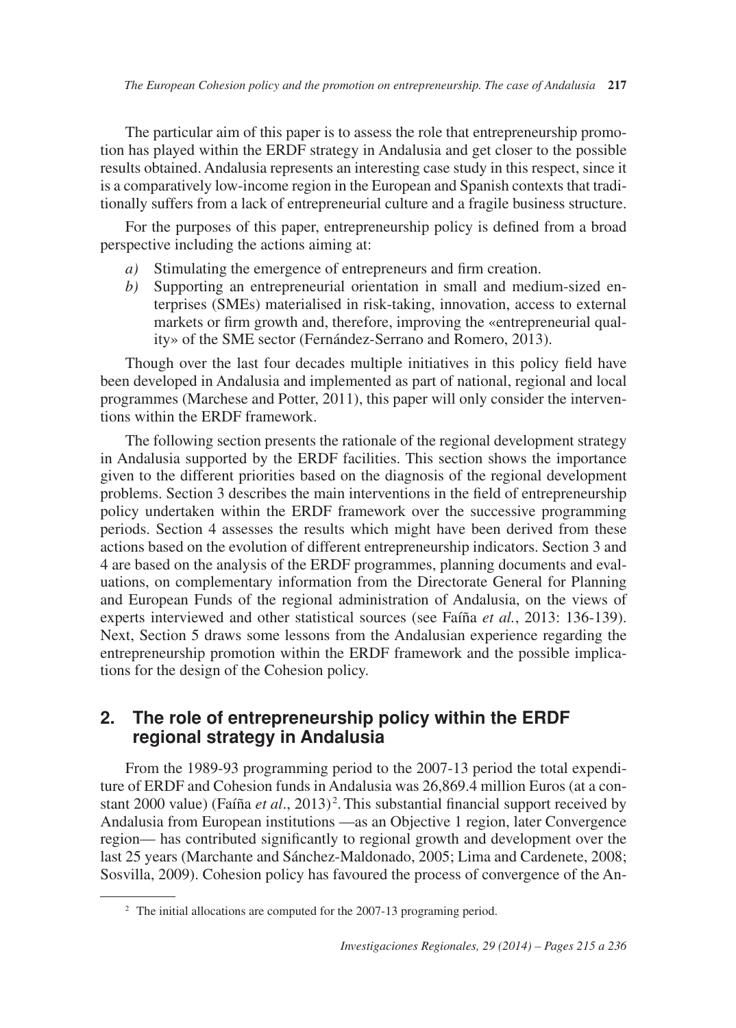The particular aim of this paper is to assess the role that entrepreneurship promotion has played within the ERDF strategy in Andalusia and get closer to the possible results obtained. Andalusia represents an interesting case study in this respect, since it is a comparatively low-income region in the European and Spanish contexts that traditionally suffers from a lack of entrepreneurial culture and a fragile business structure.

For the purposes of this paper, entrepreneurship policy is defined from a broad perspective including the actions aiming at:

*a)* Stimulating the emergence of entrepreneurs and firm creation.
*b)* Supporting an entrepreneurial orientation in small and medium-sized enterprises (SMEs) materialised in risk-taking, innovation, access to external markets or firm growth and, therefore, improving the «entrepreneurial quality» of the SME sector (Fernández-Serrano and Romero, 2013).

Though over the last four decades multiple initiatives in this policy field have been developed in Andalusia and implemented as part of national, regional and local programmes (Marchese and Potter, 2011), this paper will only consider the interventions within the ERDF framework.

The following section presents the rationale of the regional development strategy in Andalusia supported by the ERDF facilities. This section shows the importance given to the different priorities based on the diagnosis of the regional development problems. Section 3 describes the main interventions in the field of entrepreneurship policy undertaken within the ERDF framework over the successive programming periods. Section 4 assesses the results which might have been derived from these actions based on the evolution of different entrepreneurship indicators. Section 3 and 4 are based on the analysis of the ERDF programmes, planning documents and evaluations, on complementary information from the Directorate General for Planning and European Funds of the regional administration of Andalusia, on the views of experts interviewed and other statistical sources (see Faíña *et al.*, 2013: 136-139). Next, Section 5 draws some lessons from the Andalusian experience regarding the entrepreneurship promotion within the ERDF framework and the possible implications for the design of the Cohesion policy.

## 2. The role of entrepreneurship policy within the ERDF regional strategy in Andalusia

From the 1989-93 programming period to the 2007-13 period the total expenditure of ERDF and Cohesion funds in Andalusia was 26,869.4 million Euros (at a constant 2000 value) (Faíña *et al*., 2013)[2]. This substantial financial support received by Andalusia from European institutions —as an Objective 1 region, later Convergence region— has contributed significantly to regional growth and development over the last 25 years (Marchante and Sánchez-Maldonado, 2005; Lima and Cardenete, 2008; Sosvilla, 2009). Cohesion policy has favoured the process of convergence of the An-

[2] The initial allocations are computed for the 2007-13 programing period.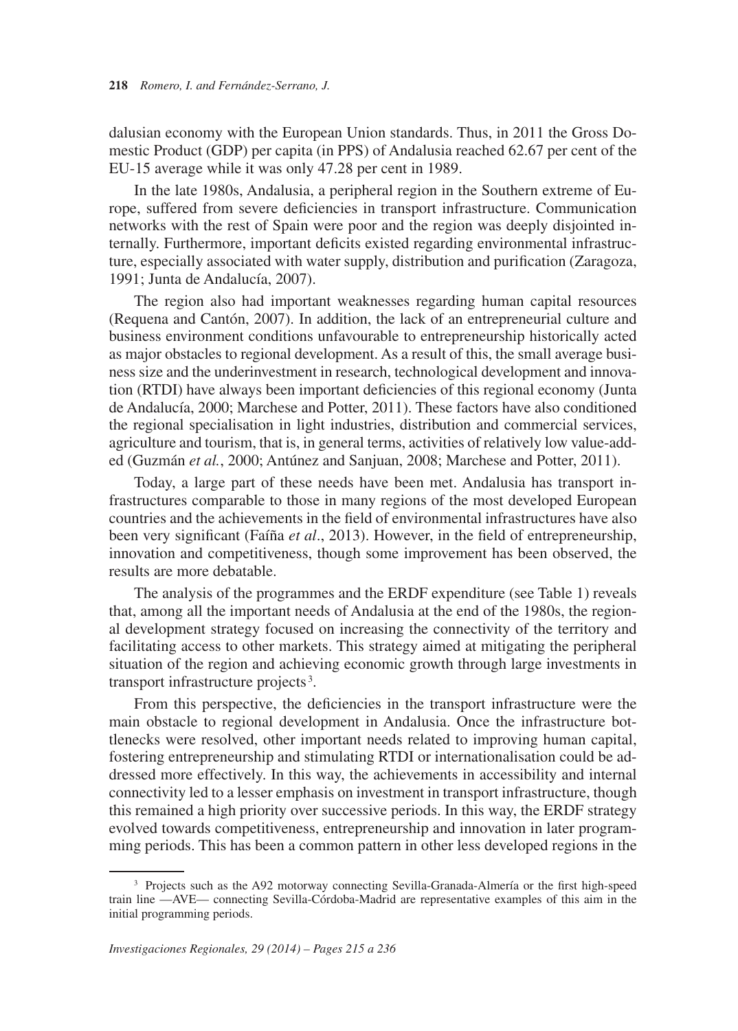dalusian economy with the European Union standards. Thus, in 2011 the Gross Domestic Product (GDP) per capita (in PPS) of Andalusia reached 62.67 per cent of the EU-15 average while it was only 47.28 per cent in 1989.

In the late 1980s, Andalusia, a peripheral region in the Southern extreme of Europe, suffered from severe deficiencies in transport infrastructure. Communication networks with the rest of Spain were poor and the region was deeply disjointed internally. Furthermore, important deficits existed regarding environmental infrastructure, especially associated with water supply, distribution and purification (Zaragoza, 1991; Junta de Andalucía, 2007).

The region also had important weaknesses regarding human capital resources (Requena and Cantón, 2007). In addition, the lack of an entrepreneurial culture and business environment conditions unfavourable to entrepreneurship historically acted as major obstacles to regional development. As a result of this, the small average business size and the underinvestment in research, technological development and innovation (RTDI) have always been important deficiencies of this regional economy (Junta de Andalucía, 2000; Marchese and Potter, 2011). These factors have also conditioned the regional specialisation in light industries, distribution and commercial services, agriculture and tourism, that is, in general terms, activities of relatively low value-added (Guzmán *et al.*, 2000; Antúnez and Sanjuan, 2008; Marchese and Potter, 2011).

Today, a large part of these needs have been met. Andalusia has transport infrastructures comparable to those in many regions of the most developed European countries and the achievements in the field of environmental infrastructures have also been very significant (Faíña *et al*., 2013). However, in the field of entrepreneurship, innovation and competitiveness, though some improvement has been observed, the results are more debatable.

The analysis of the programmes and the ERDF expenditure (see Table 1) reveals that, among all the important needs of Andalusia at the end of the 1980s, the regional development strategy focused on increasing the connectivity of the territory and facilitating access to other markets. This strategy aimed at mitigating the peripheral situation of the region and achieving economic growth through large investments in transport infrastructure projects[3].

From this perspective, the deficiencies in the transport infrastructure were the main obstacle to regional development in Andalusia. Once the infrastructure bottlenecks were resolved, other important needs related to improving human capital, fostering entrepreneurship and stimulating RTDI or internationalisation could be addressed more effectively. In this way, the achievements in accessibility and internal connectivity led to a lesser emphasis on investment in transport infrastructure, though this remained a high priority over successive periods. In this way, the ERDF strategy evolved towards competitiveness, entrepreneurship and innovation in later programming periods. This has been a common pattern in other less developed regions in the

[3] Projects such as the A92 motorway connecting Sevilla-Granada-Almería or the first high-speed train line —AVE— connecting Sevilla-Córdoba-Madrid are representative examples of this aim in the initial programming periods.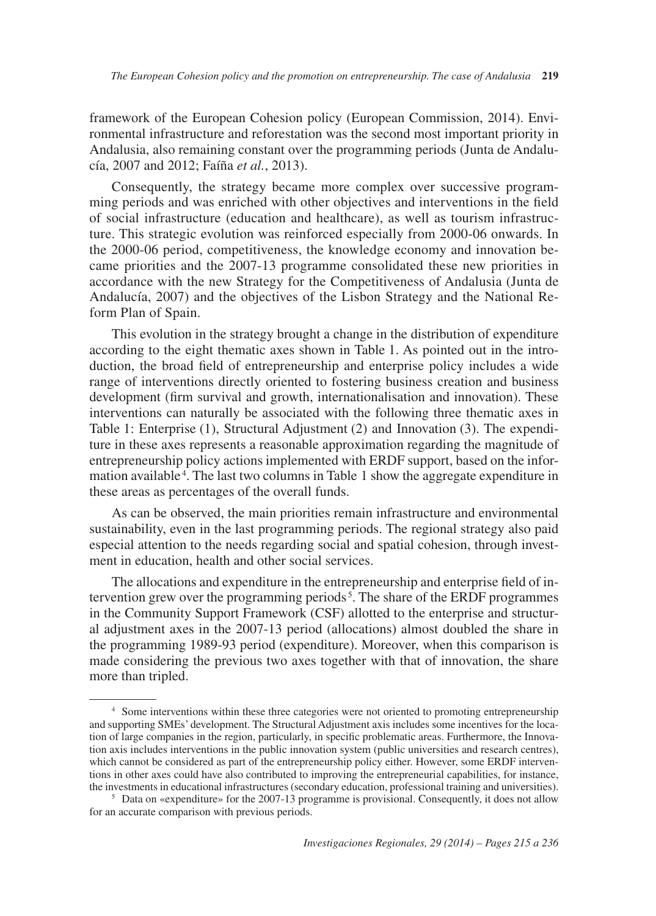framework of the European Cohesion policy (European Commission, 2014). Environmental infrastructure and reforestation was the second most important priority in Andalusia, also remaining constant over the programming periods (Junta de Andalucía, 2007 and 2012; Faíña *et al.*, 2013).

Consequently, the strategy became more complex over successive programming periods and was enriched with other objectives and interventions in the field of social infrastructure (education and healthcare), as well as tourism infrastructure. This strategic evolution was reinforced especially from 2000-06 onwards. In the 2000-06 period, competitiveness, the knowledge economy and innovation became priorities and the 2007-13 programme consolidated these new priorities in accordance with the new Strategy for the Competitiveness of Andalusia (Junta de Andalucía, 2007) and the objectives of the Lisbon Strategy and the National Reform Plan of Spain.

This evolution in the strategy brought a change in the distribution of expenditure according to the eight thematic axes shown in Table 1. As pointed out in the introduction, the broad field of entrepreneurship and enterprise policy includes a wide range of interventions directly oriented to fostering business creation and business development (firm survival and growth, internationalisation and innovation). These interventions can naturally be associated with the following three thematic axes in Table 1: Enterprise (1), Structural Adjustment (2) and Innovation (3). The expenditure in these axes represents a reasonable approximation regarding the magnitude of entrepreneurship policy actions implemented with ERDF support, based on the information available[4]. The last two columns in Table 1 show the aggregate expenditure in these areas as percentages of the overall funds.

As can be observed, the main priorities remain infrastructure and environmental sustainability, even in the last programming periods. The regional strategy also paid especial attention to the needs regarding social and spatial cohesion, through investment in education, health and other social services.

The allocations and expenditure in the entrepreneurship and enterprise field of intervention grew over the programming periods[5]. The share of the ERDF programmes in the Community Support Framework (CSF) allotted to the enterprise and structural adjustment axes in the 2007-13 period (allocations) almost doubled the share in the programming 1989-93 period (expenditure). Moreover, when this comparison is made considering the previous two axes together with that of innovation, the share more than tripled.

---

[4] Some interventions within these three categories were not oriented to promoting entrepreneurship and supporting SMEs' development. The Structural Adjustment axis includes some incentives for the location of large companies in the region, particularly, in specific problematic areas. Furthermore, the Innovation axis includes interventions in the public innovation system (public universities and research centres), which cannot be considered as part of the entrepreneurship policy either. However, some ERDF interventions in other axes could have also contributed to improving the entrepreneurial capabilities, for instance, the investments in educational infrastructures (secondary education, professional training and universities).

[5] Data on «expenditure» for the 2007-13 programme is provisional. Consequently, it does not allow for an accurate comparison with previous periods.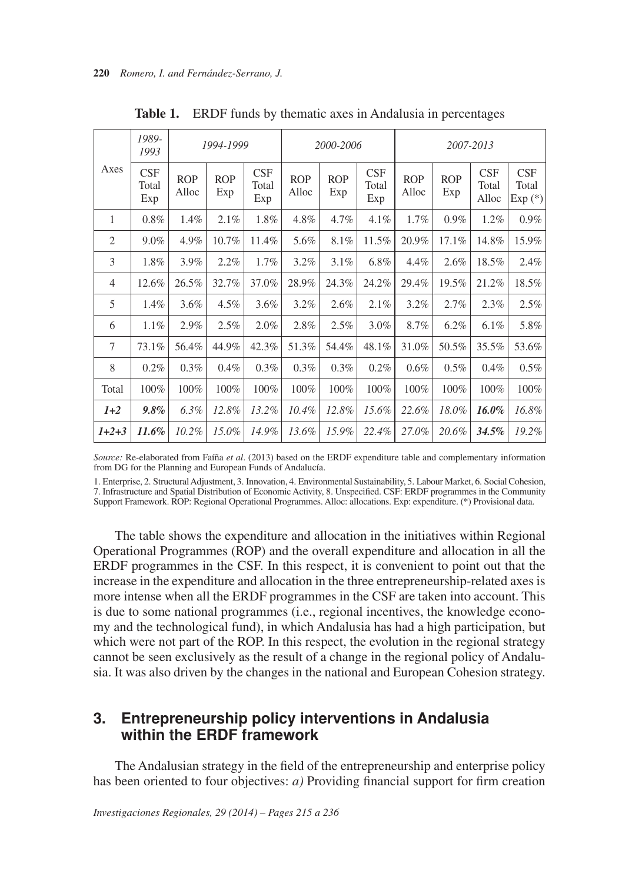**Table 1.** ERDF funds by thematic axes in Andalusia in percentages

| Axes | 1989-1993 | 1994-1999 | | | 2000-2006 | | | 2007-2013 | | | |
|---|---|---|---|---|---|---|---|---|---|---|---|
| | CSF Total Exp | ROP Alloc | ROP Exp | CSF Total Exp | ROP Alloc | ROP Exp | CSF Total Exp | ROP Alloc | ROP Exp | CSF Total Alloc | CSF Total Exp (*) |
| 1 | 0.8% | 1.4% | 2.1% | 1.8% | 4.8% | 4.7% | 4.1% | 1.7% | 0.9% | 1.2% | 0.9% |
| 2 | 9.0% | 4.9% | 10.7% | 11.4% | 5.6% | 8.1% | 11.5% | 20.9% | 17.1% | 14.8% | 15.9% |
| 3 | 1.8% | 3.9% | 2.2% | 1.7% | 3.2% | 3.1% | 6.8% | 4.4% | 2.6% | 18.5% | 2.4% |
| 4 | 12.6% | 26.5% | 32.7% | 37.0% | 28.9% | 24.3% | 24.2% | 29.4% | 19.5% | 21.2% | 18.5% |
| 5 | 1.4% | 3.6% | 4.5% | 3.6% | 3.2% | 2.6% | 2.1% | 3.2% | 2.7% | 2.3% | 2.5% |
| 6 | 1.1% | 2.9% | 2.5% | 2.0% | 2.8% | 2.5% | 3.0% | 8.7% | 6.2% | 6.1% | 5.8% |
| 7 | 73.1% | 56.4% | 44.9% | 42.3% | 51.3% | 54.4% | 48.1% | 31.0% | 50.5% | 35.5% | 53.6% |
| 8 | 0.2% | 0.3% | 0.4% | 0.3% | 0.3% | 0.3% | 0.2% | 0.6% | 0.5% | 0.4% | 0.5% |
| Total | 100% | 100% | 100% | 100% | 100% | 100% | 100% | 100% | 100% | 100% | 100% |
| ***1+2*** | ***9.8%*** | *6.3%* | *12.8%* | *13.2%* | *10.4%* | *12.8%* | *15.6%* | *22.6%* | *18.0%* | ***16.0%*** | *16.8%* |
| ***1+2+3*** | ***11.6%*** | *10.2%* | *15.0%* | *14.9%* | *13.6%* | *15.9%* | *22.4%* | *27.0%* | *20.6%* | ***34.5%*** | *19.2%* |

*Source:* Re-elaborated from Faíña *et al*. (2013) based on the ERDF expenditure table and complementary information from DG for the Planning and European Funds of Andalucía.

1. Enterprise, 2. Structural Adjustment, 3. Innovation, 4. Environmental Sustainability, 5. Labour Market, 6. Social Cohesion, 7. Infrastructure and Spatial Distribution of Economic Activity, 8. Unspecified. CSF: ERDF programmes in the Community Support Framework. ROP: Regional Operational Programmes. Alloc: allocations. Exp: expenditure. (*) Provisional data.

The table shows the expenditure and allocation in the initiatives within Regional Operational Programmes (ROP) and the overall expenditure and allocation in all the ERDF programmes in the CSF. In this respect, it is convenient to point out that the increase in the expenditure and allocation in the three entrepreneurship-related axes is more intense when all the ERDF programmes in the CSF are taken into account. This is due to some national programmes (i.e., regional incentives, the knowledge economy and the technological fund), in which Andalusia has had a high participation, but which were not part of the ROP. In this respect, the evolution in the regional strategy cannot be seen exclusively as the result of a change in the regional policy of Andalusia. It was also driven by the changes in the national and European Cohesion strategy.

## 3. Entrepreneurship policy interventions in Andalusia within the ERDF framework

The Andalusian strategy in the field of the entrepreneurship and enterprise policy has been oriented to four objectives: *a)* Providing financial support for firm creation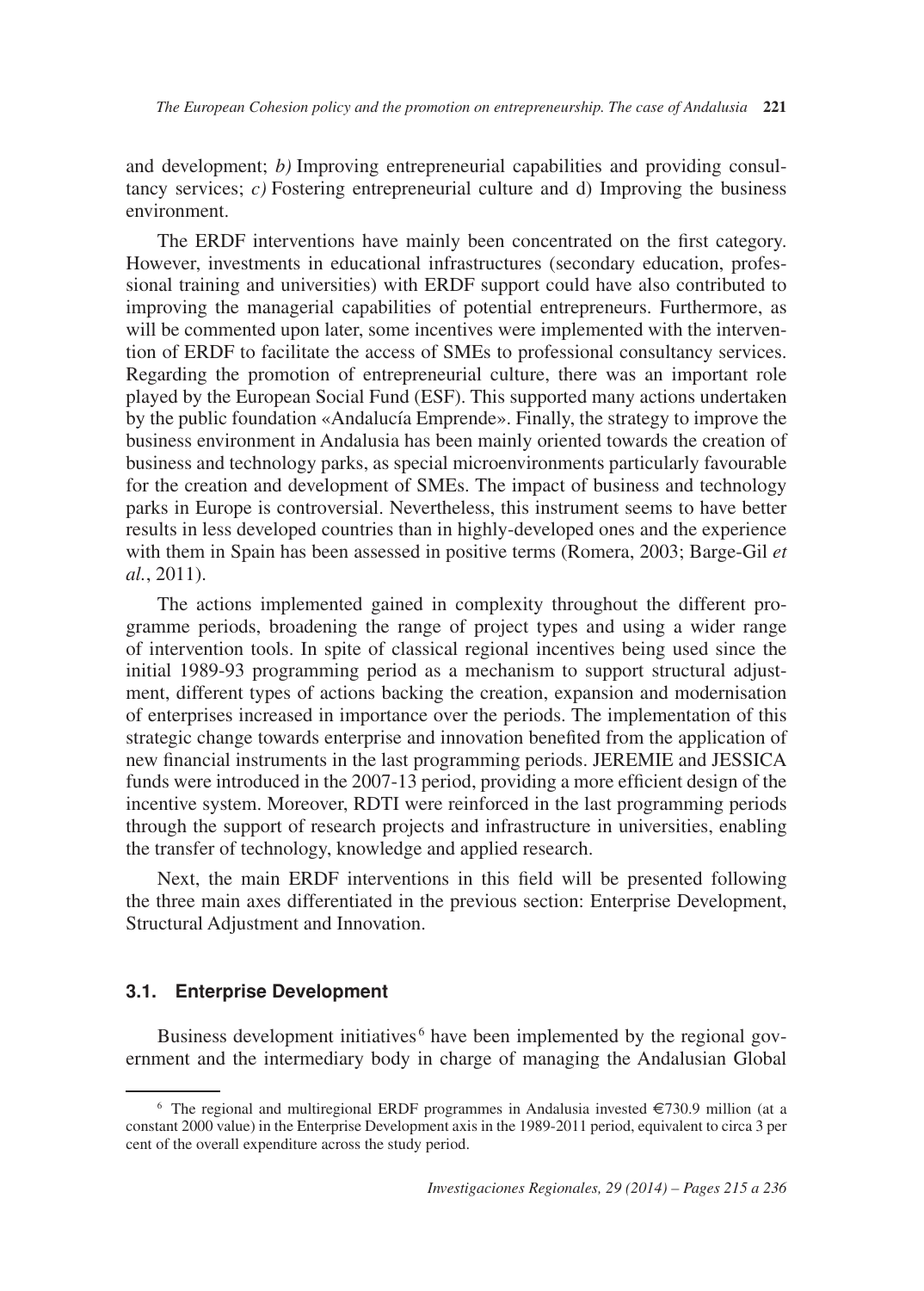and development; *b)* Improving entrepreneurial capabilities and providing consultancy services; *c)* Fostering entrepreneurial culture and d) Improving the business environment.

The ERDF interventions have mainly been concentrated on the first category. However, investments in educational infrastructures (secondary education, professional training and universities) with ERDF support could have also contributed to improving the managerial capabilities of potential entrepreneurs. Furthermore, as will be commented upon later, some incentives were implemented with the intervention of ERDF to facilitate the access of SMEs to professional consultancy services. Regarding the promotion of entrepreneurial culture, there was an important role played by the European Social Fund (ESF). This supported many actions undertaken by the public foundation «Andalucía Emprende». Finally, the strategy to improve the business environment in Andalusia has been mainly oriented towards the creation of business and technology parks, as special microenvironments particularly favourable for the creation and development of SMEs. The impact of business and technology parks in Europe is controversial. Nevertheless, this instrument seems to have better results in less developed countries than in highly-developed ones and the experience with them in Spain has been assessed in positive terms (Romera, 2003; Barge-Gil *et al.*, 2011).

The actions implemented gained in complexity throughout the different programme periods, broadening the range of project types and using a wider range of intervention tools. In spite of classical regional incentives being used since the initial 1989-93 programming period as a mechanism to support structural adjustment, different types of actions backing the creation, expansion and modernisation of enterprises increased in importance over the periods. The implementation of this strategic change towards enterprise and innovation benefited from the application of new financial instruments in the last programming periods. JEREMIE and JESSICA funds were introduced in the 2007-13 period, providing a more efficient design of the incentive system. Moreover, RDTI were reinforced in the last programming periods through the support of research projects and infrastructure in universities, enabling the transfer of technology, knowledge and applied research.

Next, the main ERDF interventions in this field will be presented following the three main axes differentiated in the previous section: Enterprise Development, Structural Adjustment and Innovation.

### 3.1. Enterprise Development

Business development initiatives[6] have been implemented by the regional government and the intermediary body in charge of managing the Andalusian Global

[6] The regional and multiregional ERDF programmes in Andalusia invested €730.9 million (at a constant 2000 value) in the Enterprise Development axis in the 1989-2011 period, equivalent to circa 3 per cent of the overall expenditure across the study period.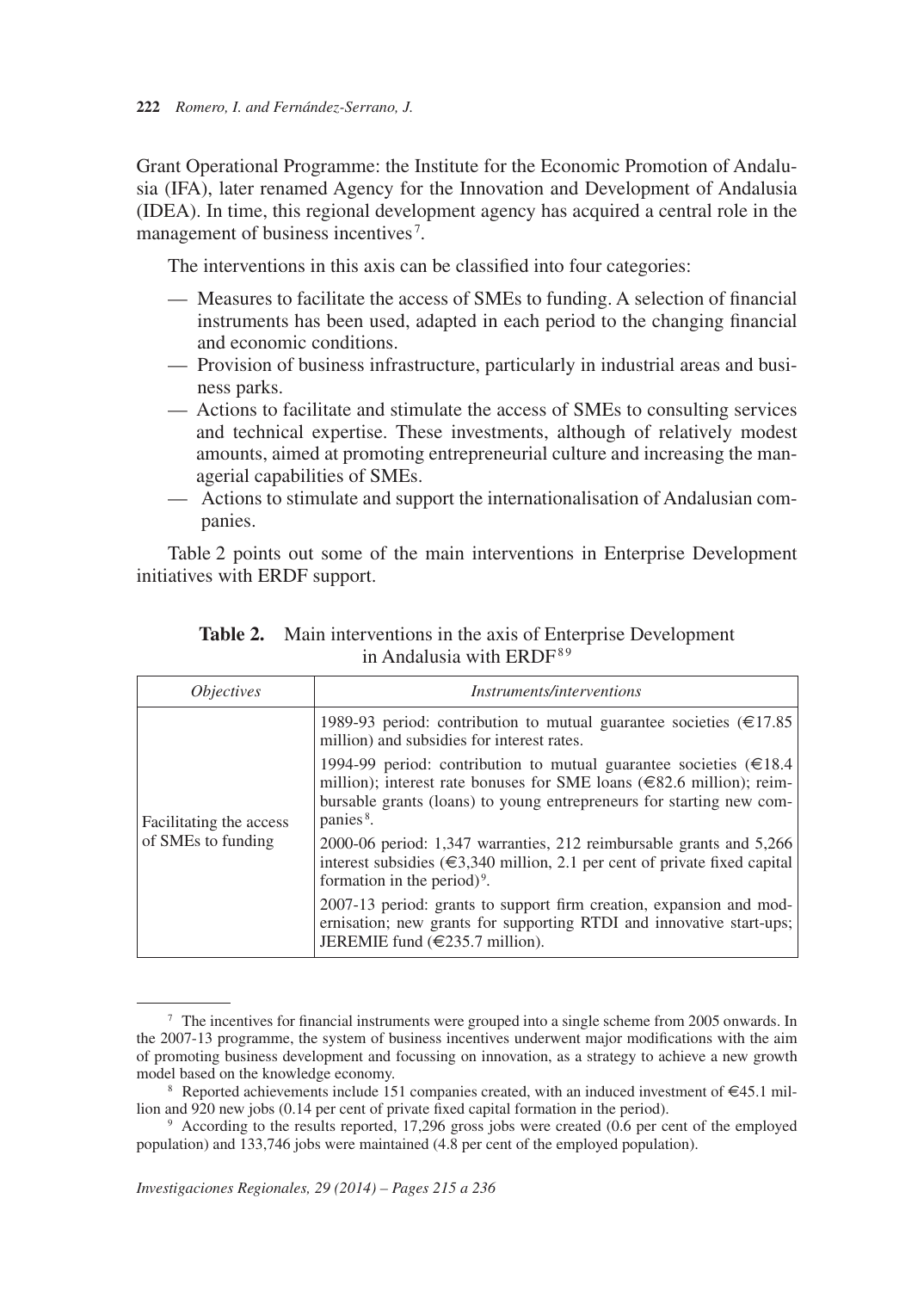Grant Operational Programme: the Institute for the Economic Promotion of Andalusia (IFA), later renamed Agency for the Innovation and Development of Andalusia (IDEA). In time, this regional development agency has acquired a central role in the management of business incentives[7].

The interventions in this axis can be classified into four categories:

- Measures to facilitate the access of SMEs to funding. A selection of financial instruments has been used, adapted in each period to the changing financial and economic conditions.
- Provision of business infrastructure, particularly in industrial areas and business parks.
- Actions to facilitate and stimulate the access of SMEs to consulting services and technical expertise. These investments, although of relatively modest amounts, aimed at promoting entrepreneurial culture and increasing the managerial capabilities of SMEs.
- Actions to stimulate and support the internationalisation of Andalusian companies.

Table 2 points out some of the main interventions in Enterprise Development initiatives with ERDF support.

**Table 2.** Main interventions in the axis of Enterprise Development in Andalusia with ERDF[8][9]

| *Objectives* | *Instruments/interventions* |
|---|---|
| Facilitating the access of SMEs to funding | 1989-93 period: contribution to mutual guarantee societies (€17.85 million) and subsidies for interest rates. |
| | 1994-99 period: contribution to mutual guarantee societies (€18.4 million); interest rate bonuses for SME loans (€82.6 million); reimbursable grants (loans) to young entrepreneurs for starting new companies[8]. |
| | 2000-06 period: 1,347 warranties, 212 reimbursable grants and 5,266 interest subsidies (€3,340 million, 2.1 per cent of private fixed capital formation in the period)[9]. |
| | 2007-13 period: grants to support firm creation, expansion and modernisation; new grants for supporting RTDI and innovative start-ups; JEREMIE fund (€235.7 million). |

[7] The incentives for financial instruments were grouped into a single scheme from 2005 onwards. In the 2007-13 programme, the system of business incentives underwent major modifications with the aim of promoting business development and focussing on innovation, as a strategy to achieve a new growth model based on the knowledge economy.

[8] Reported achievements include 151 companies created, with an induced investment of €45.1 million and 920 new jobs (0.14 per cent of private fixed capital formation in the period).

[9] According to the results reported, 17,296 gross jobs were created (0.6 per cent of the employed population) and 133,746 jobs were maintained (4.8 per cent of the employed population).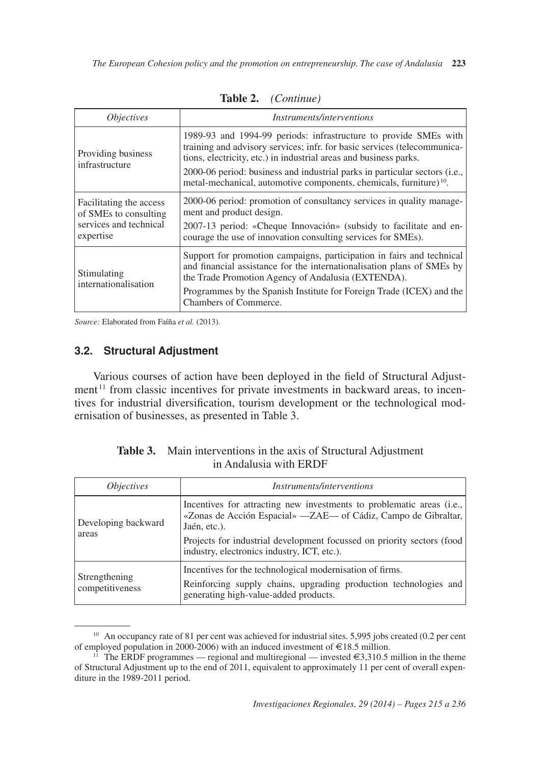**Table 2.** *(Continue)*

| *Objectives* | *Instruments/interventions* |
|---|---|
| Providing business infrastructure | 1989-93 and 1994-99 periods: infrastructure to provide SMEs with training and advisory services; infr. for basic services (telecommunications, electricity, etc.) in industrial areas and business parks.<br>2000-06 period: business and industrial parks in particular sectors (i.e., metal-mechanical, automotive components, chemicals, furniture)[10]. |
| Facilitating the access of SMEs to consulting services and technical expertise | 2000-06 period: promotion of consultancy services in quality management and product design.<br>2007-13 period: «Cheque Innovación» (subsidy to facilitate and encourage the use of innovation consulting services for SMEs). |
| Stimulating internationalisation | Support for promotion campaigns, participation in fairs and technical and financial assistance for the internationalisation plans of SMEs by the Trade Promotion Agency of Andalusia (EXTENDA).<br>Programmes by the Spanish Institute for Foreign Trade (ICEX) and the Chambers of Commerce. |

*Source:* Elaborated from Faíña *et al.* (2013).

### 3.2. Structural Adjustment

Various courses of action have been deployed in the field of Structural Adjustment[11] from classic incentives for private investments in backward areas, to incentives for industrial diversification, tourism development or the technological modernisation of businesses, as presented in Table 3.

**Table 3.** Main interventions in the axis of Structural Adjustment in Andalusia with ERDF

| *Objectives* | *Instruments/interventions* |
|---|---|
| Developing backward areas | Incentives for attracting new investments to problematic areas (i.e., «Zonas de Acción Espacial» —ZAE— of Cádiz, Campo de Gibraltar, Jaén, etc.).<br>Projects for industrial development focussed on priority sectors (food industry, electronics industry, ICT, etc.). |
| Strengthening competitiveness | Incentives for the technological modernisation of firms.<br>Reinforcing supply chains, upgrading production technologies and generating high-value-added products. |

[10] An occupancy rate of 81 per cent was achieved for industrial sites. 5,995 jobs created (0.2 per cent of employed population in 2000-2006) with an induced investment of €18.5 million.

[11] The ERDF programmes — regional and multiregional — invested €3,310.5 million in the theme of Structural Adjustment up to the end of 2011, equivalent to approximately 11 per cent of overall expenditure in the 1989-2011 period.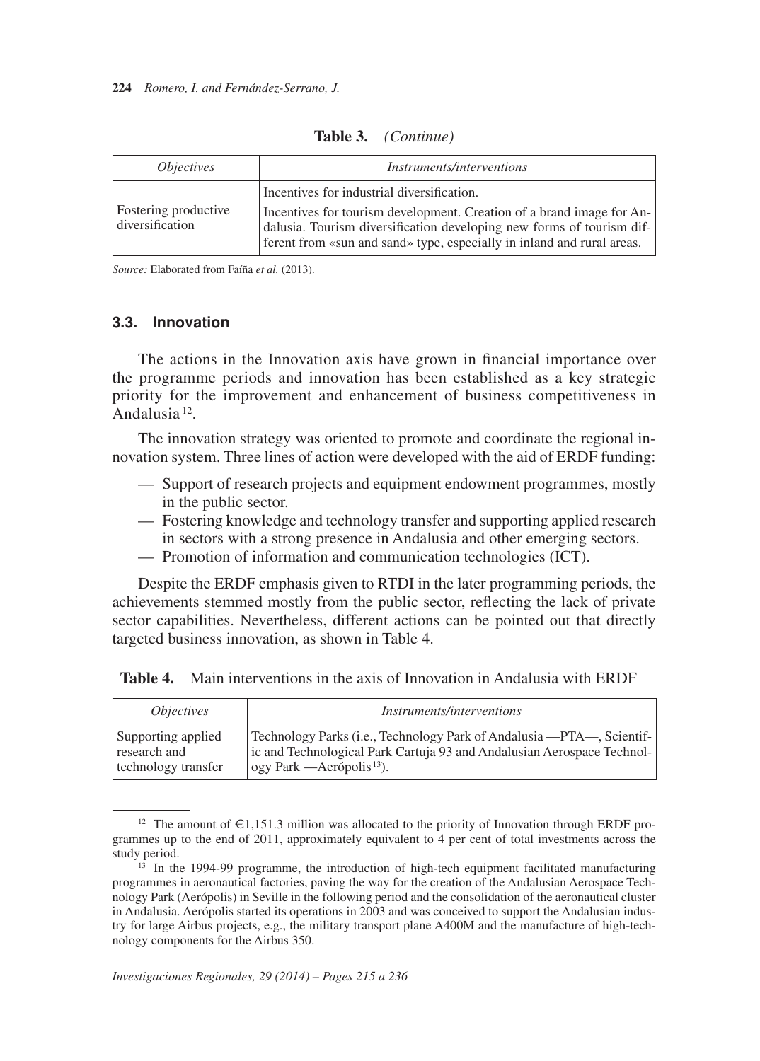**Table 3.** *(Continue)*

| *Objectives* | *Instruments/interventions* |
| --- | --- |
| Fostering productive diversification | Incentives for industrial diversification. Incentives for tourism development. Creation of a brand image for Andalusia. Tourism diversification developing new forms of tourism different from «sun and sand» type, especially in inland and rural areas. |

*Source:* Elaborated from Faíña *et al.* (2013).

### 3.3. Innovation

The actions in the Innovation axis have grown in financial importance over the programme periods and innovation has been established as a key strategic priority for the improvement and enhancement of business competitiveness in Andalusia [12].

The innovation strategy was oriented to promote and coordinate the regional innovation system. Three lines of action were developed with the aid of ERDF funding:

- Support of research projects and equipment endowment programmes, mostly in the public sector.
- Fostering knowledge and technology transfer and supporting applied research in sectors with a strong presence in Andalusia and other emerging sectors.
- Promotion of information and communication technologies (ICT).

Despite the ERDF emphasis given to RTDI in the later programming periods, the achievements stemmed mostly from the public sector, reflecting the lack of private sector capabilities. Nevertheless, different actions can be pointed out that directly targeted business innovation, as shown in Table 4.

**Table 4.** Main interventions in the axis of Innovation in Andalusia with ERDF

| *Objectives* | *Instruments/interventions* |
| --- | --- |
| Supporting applied research and technology transfer | Technology Parks (i.e., Technology Park of Andalusia —PTA—, Scientific and Technological Park Cartuja 93 and Andalusian Aerospace Technology Park —Aerópolis [13]). |

[12] The amount of €1,151.3 million was allocated to the priority of Innovation through ERDF programmes up to the end of 2011, approximately equivalent to 4 per cent of total investments across the study period.

[13] In the 1994-99 programme, the introduction of high-tech equipment facilitated manufacturing programmes in aeronautical factories, paving the way for the creation of the Andalusian Aerospace Technology Park (Aerópolis) in Seville in the following period and the consolidation of the aeronautical cluster in Andalusia. Aerópolis started its operations in 2003 and was conceived to support the Andalusian industry for large Airbus projects, e.g., the military transport plane A400M and the manufacture of high-technology components for the Airbus 350.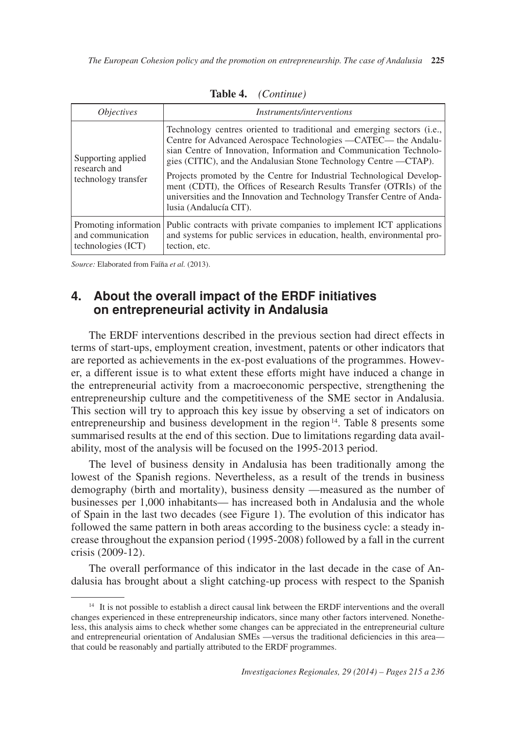**Table 4.** *(Continue)*

| *Objectives* | *Instruments/interventions* |
|---|---|
| Supporting applied research and technology transfer | Technology centres oriented to traditional and emerging sectors (i.e., Centre for Advanced Aerospace Technologies —CATEC— the Andalusian Centre of Innovation, Information and Communication Technologies (CITIC), and the Andalusian Stone Technology Centre —CTAP).<br>Projects promoted by the Centre for Industrial Technological Development (CDTI), the Offices of Research Results Transfer (OTRIs) of the universities and the Innovation and Technology Transfer Centre of Andalusia (Andalucía CIT). |
| Promoting information and communication technologies (ICT) | Public contracts with private companies to implement ICT applications and systems for public services in education, health, environmental protection, etc. |

*Source:* Elaborated from Faíña *et al.* (2013).

## 4. About the overall impact of the ERDF initiatives on entrepreneurial activity in Andalusia

The ERDF interventions described in the previous section had direct effects in terms of start-ups, employment creation, investment, patents or other indicators that are reported as achievements in the ex-post evaluations of the programmes. However, a different issue is to what extent these efforts might have induced a change in the entrepreneurial activity from a macroeconomic perspective, strengthening the entrepreneurship culture and the competitiveness of the SME sector in Andalusia. This section will try to approach this key issue by observing a set of indicators on entrepreneurship and business development in the region[14]. Table 8 presents some summarised results at the end of this section. Due to limitations regarding data availability, most of the analysis will be focused on the 1995-2013 period.

The level of business density in Andalusia has been traditionally among the lowest of the Spanish regions. Nevertheless, as a result of the trends in business demography (birth and mortality), business density —measured as the number of businesses per 1,000 inhabitants— has increased both in Andalusia and the whole of Spain in the last two decades (see Figure 1). The evolution of this indicator has followed the same pattern in both areas according to the business cycle: a steady increase throughout the expansion period (1995-2008) followed by a fall in the current crisis (2009-12).

The overall performance of this indicator in the last decade in the case of Andalusia has brought about a slight catching-up process with respect to the Spanish

[14] It is not possible to establish a direct causal link between the ERDF interventions and the overall changes experienced in these entrepreneurship indicators, since many other factors intervened. Nonetheless, this analysis aims to check whether some changes can be appreciated in the entrepreneurial culture and entrepreneurial orientation of Andalusian SMEs —versus the traditional deficiencies in this area— that could be reasonably and partially attributed to the ERDF programmes.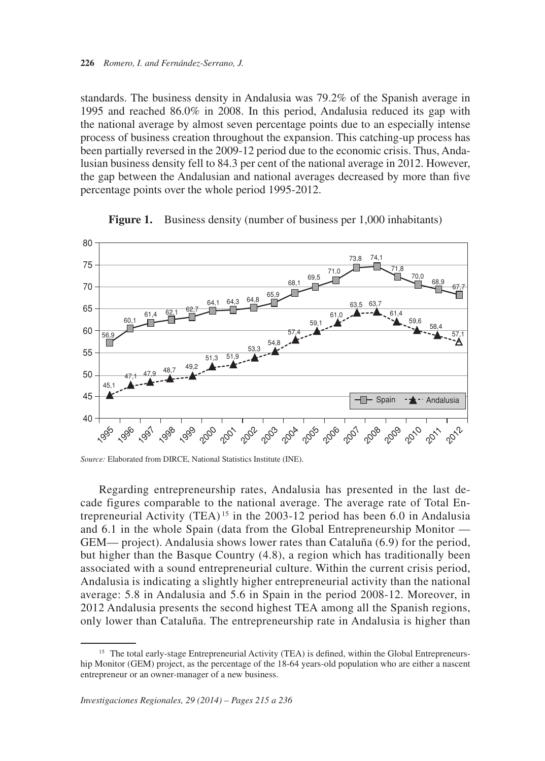standards. The business density in Andalusia was 79.2% of the Spanish average in 1995 and reached 86.0% in 2008. In this period, Andalusia reduced its gap with the national average by almost seven percentage points due to an especially intense process of business creation throughout the expansion. This catching-up process has been partially reversed in the 2009-12 period due to the economic crisis. Thus, Andalusian business density fell to 84.3 per cent of the national average in 2012. However, the gap between the Andalusian and national averages decreased by more than five percentage points over the whole period 1995-2012.

**Figure 1.** Business density (number of business per 1,000 inhabitants)

| Year | Spain | Andalusia |
|---|---|---|
| 1995 | 56,9 | 45,1 |
| 1996 | 60,1 | 47,1 |
| 1997 | 61,4 | 47,9 |
| 1998 | 62,1 | 48,7 |
| 1999 | 62,7 | 49,2 |
| 2000 | 64,1 | 51,3 |
| 2001 | 64,3 | 51,9 |
| 2002 | 64,8 | 53,3 |
| 2003 | 65,9 | 54,8 |
| 2004 | 68,1 | 57,4 |
| 2005 | 69,5 | 59,1 |
| 2006 | 71,0 | 61,0 |
| 2007 | 73,8 | 63,5 |
| 2008 | 74,1 | 63,7 |
| 2009 | 71,8 | 61,4 |
| 2010 | 70,0 | 59,6 |
| 2011 | 68,9 | 58,4 |
| 2012 | 67,7 | 57,1 |

*Source:* Elaborated from DIRCE, National Statistics Institute (INE).

Regarding entrepreneurship rates, Andalusia has presented in the last decade figures comparable to the national average. The average rate of Total Entrepreneurial Activity (TEA) [15] in the 2003-12 period has been 6.0 in Andalusia and 6.1 in the whole Spain (data from the Global Entrepreneurship Monitor —GEM— project). Andalusia shows lower rates than Cataluña (6.9) for the period, but higher than the Basque Country (4.8), a region which has traditionally been associated with a sound entrepreneurial culture. Within the current crisis period, Andalusia is indicating a slightly higher entrepreneurial activity than the national average: 5.8 in Andalusia and 5.6 in Spain in the period 2008-12. Moreover, in 2012 Andalusia presents the second highest TEA among all the Spanish regions, only lower than Cataluña. The entrepreneurship rate in Andalusia is higher than

[15] The total early-stage Entrepreneurial Activity (TEA) is defined, within the Global Entrepreneurship Monitor (GEM) project, as the percentage of the 18-64 years-old population who are either a nascent entrepreneur or an owner-manager of a new business.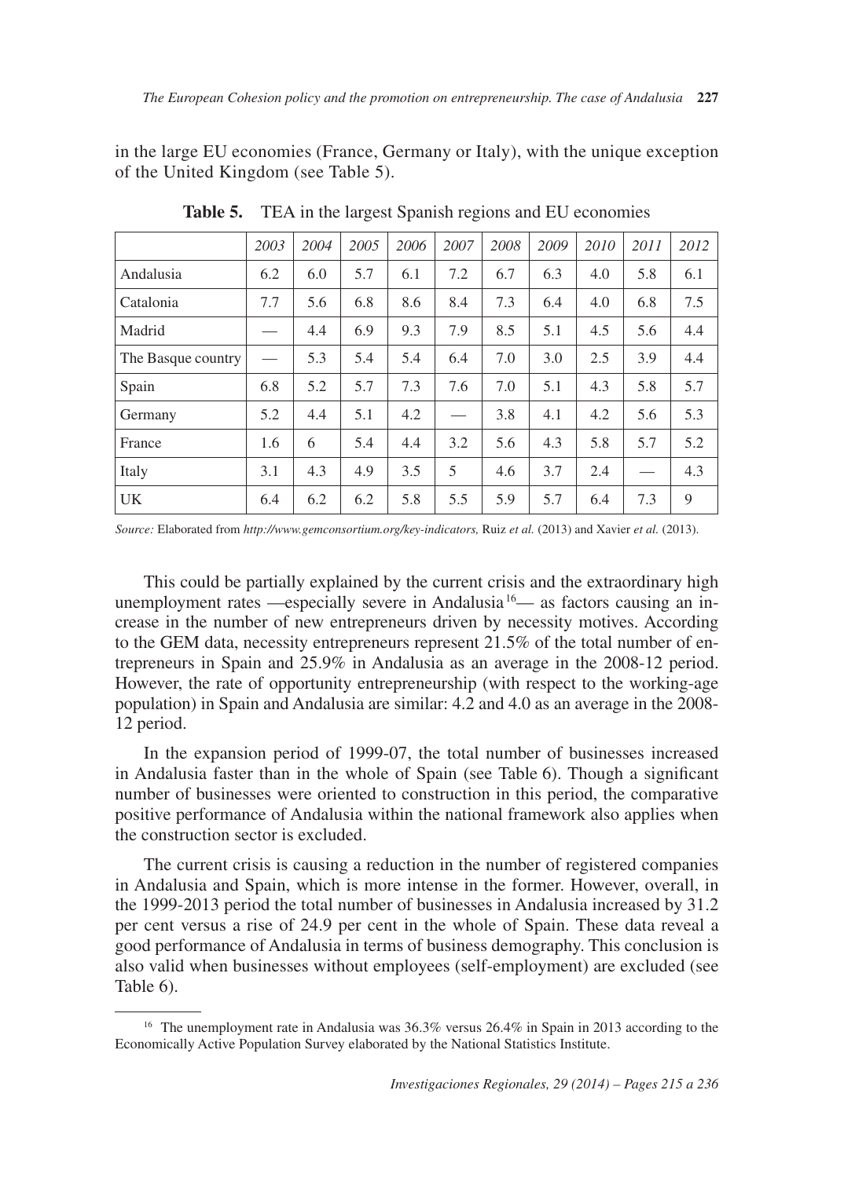in the large EU economies (France, Germany or Italy), with the unique exception of the United Kingdom (see Table 5).

**Table 5.** TEA in the largest Spanish regions and EU economies

| | *2003* | *2004* | *2005* | *2006* | *2007* | *2008* | *2009* | *2010* | *2011* | *2012* |
|---|---|---|---|---|---|---|---|---|---|---|
| Andalusia | 6.2 | 6.0 | 5.7 | 6.1 | 7.2 | 6.7 | 6.3 | 4.0 | 5.8 | 6.1 |
| Catalonia | 7.7 | 5.6 | 6.8 | 8.6 | 8.4 | 7.3 | 6.4 | 4.0 | 6.8 | 7.5 |
| Madrid | — | 4.4 | 6.9 | 9.3 | 7.9 | 8.5 | 5.1 | 4.5 | 5.6 | 4.4 |
| The Basque country | — | 5.3 | 5.4 | 5.4 | 6.4 | 7.0 | 3.0 | 2.5 | 3.9 | 4.4 |
| Spain | 6.8 | 5.2 | 5.7 | 7.3 | 7.6 | 7.0 | 5.1 | 4.3 | 5.8 | 5.7 |
| Germany | 5.2 | 4.4 | 5.1 | 4.2 | — | 3.8 | 4.1 | 4.2 | 5.6 | 5.3 |
| France | 1.6 | 6 | 5.4 | 4.4 | 3.2 | 5.6 | 4.3 | 5.8 | 5.7 | 5.2 |
| Italy | 3.1 | 4.3 | 4.9 | 3.5 | 5 | 4.6 | 3.7 | 2.4 | — | 4.3 |
| UK | 6.4 | 6.2 | 6.2 | 5.8 | 5.5 | 5.9 | 5.7 | 6.4 | 7.3 | 9 |

*Source:* Elaborated from *http://www.gemconsortium.org/key-indicators,* Ruiz *et al.* (2013) and Xavier *et al.* (2013).

This could be partially explained by the current crisis and the extraordinary high unemployment rates —especially severe in Andalusia[16]— as factors causing an increase in the number of new entrepreneurs driven by necessity motives. According to the GEM data, necessity entrepreneurs represent 21.5% of the total number of entrepreneurs in Spain and 25.9% in Andalusia as an average in the 2008-12 period. However, the rate of opportunity entrepreneurship (with respect to the working-age population) in Spain and Andalusia are similar: 4.2 and 4.0 as an average in the 2008-12 period.

In the expansion period of 1999-07, the total number of businesses increased in Andalusia faster than in the whole of Spain (see Table 6). Though a significant number of businesses were oriented to construction in this period, the comparative positive performance of Andalusia within the national framework also applies when the construction sector is excluded.

The current crisis is causing a reduction in the number of registered companies in Andalusia and Spain, which is more intense in the former. However, overall, in the 1999-2013 period the total number of businesses in Andalusia increased by 31.2 per cent versus a rise of 24.9 per cent in the whole of Spain. These data reveal a good performance of Andalusia in terms of business demography. This conclusion is also valid when businesses without employees (self-employment) are excluded (see Table 6).

[16] The unemployment rate in Andalusia was 36.3% versus 26.4% in Spain in 2013 according to the Economically Active Population Survey elaborated by the National Statistics Institute.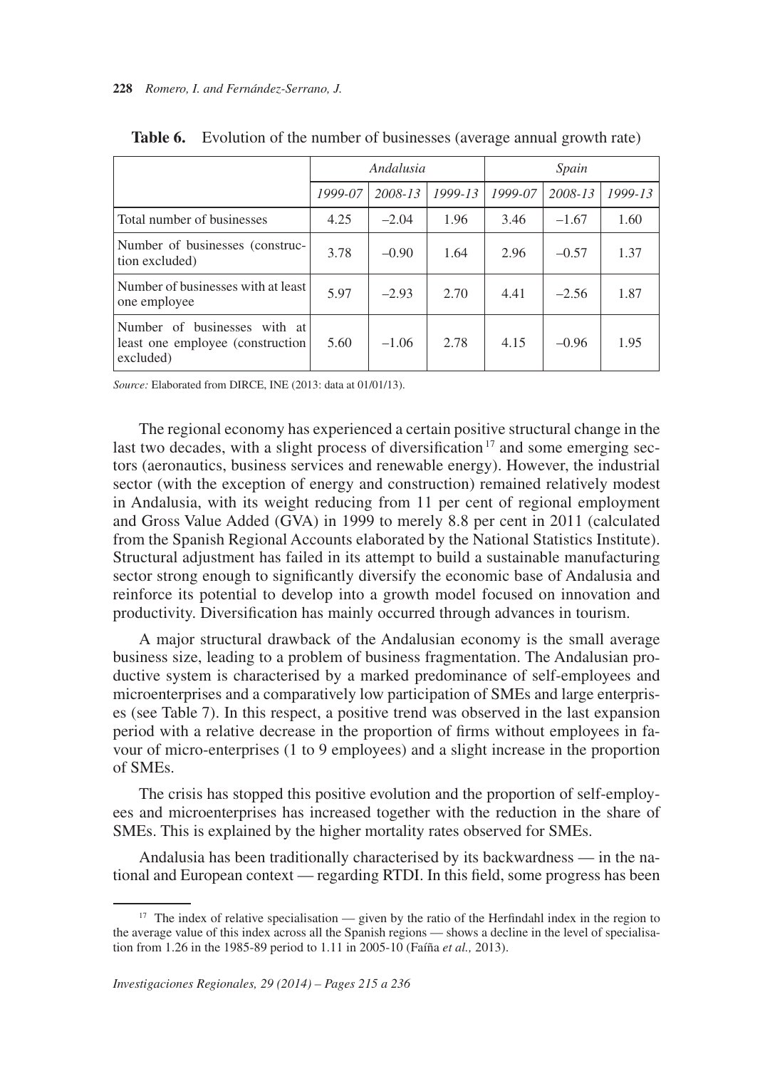**Table 6.** Evolution of the number of businesses (average annual growth rate)

| | *Andalusia* | | | *Spain* | | |
|---|---|---|---|---|---|---|
| | *1999-07* | *2008-13* | *1999-13* | *1999-07* | *2008-13* | *1999-13* |
| Total number of businesses | 4.25 | –2.04 | 1.96 | 3.46 | –1.67 | 1.60 |
| Number of businesses (construction excluded) | 3.78 | –0.90 | 1.64 | 2.96 | –0.57 | 1.37 |
| Number of businesses with at least one employee | 5.97 | –2.93 | 2.70 | 4.41 | –2.56 | 1.87 |
| Number of businesses with at least one employee (construction excluded) | 5.60 | –1.06 | 2.78 | 4.15 | –0.96 | 1.95 |

*Source:* Elaborated from DIRCE, INE (2013: data at 01/01/13).

The regional economy has experienced a certain positive structural change in the last two decades, with a slight process of diversification[17] and some emerging sectors (aeronautics, business services and renewable energy). However, the industrial sector (with the exception of energy and construction) remained relatively modest in Andalusia, with its weight reducing from 11 per cent of regional employment and Gross Value Added (GVA) in 1999 to merely 8.8 per cent in 2011 (calculated from the Spanish Regional Accounts elaborated by the National Statistics Institute). Structural adjustment has failed in its attempt to build a sustainable manufacturing sector strong enough to significantly diversify the economic base of Andalusia and reinforce its potential to develop into a growth model focused on innovation and productivity. Diversification has mainly occurred through advances in tourism.

A major structural drawback of the Andalusian economy is the small average business size, leading to a problem of business fragmentation. The Andalusian productive system is characterised by a marked predominance of self-employees and microenterprises and a comparatively low participation of SMEs and large enterprises (see Table 7). In this respect, a positive trend was observed in the last expansion period with a relative decrease in the proportion of firms without employees in favour of micro-enterprises (1 to 9 employees) and a slight increase in the proportion of SMEs.

The crisis has stopped this positive evolution and the proportion of self-employees and microenterprises has increased together with the reduction in the share of SMEs. This is explained by the higher mortality rates observed for SMEs.

Andalusia has been traditionally characterised by its backwardness — in the national and European context — regarding RTDI. In this field, some progress has been

[17] The index of relative specialisation — given by the ratio of the Herfindahl index in the region to the average value of this index across all the Spanish regions — shows a decline in the level of specialisation from 1.26 in the 1985-89 period to 1.11 in 2005-10 (Faíña *et al.,* 2013).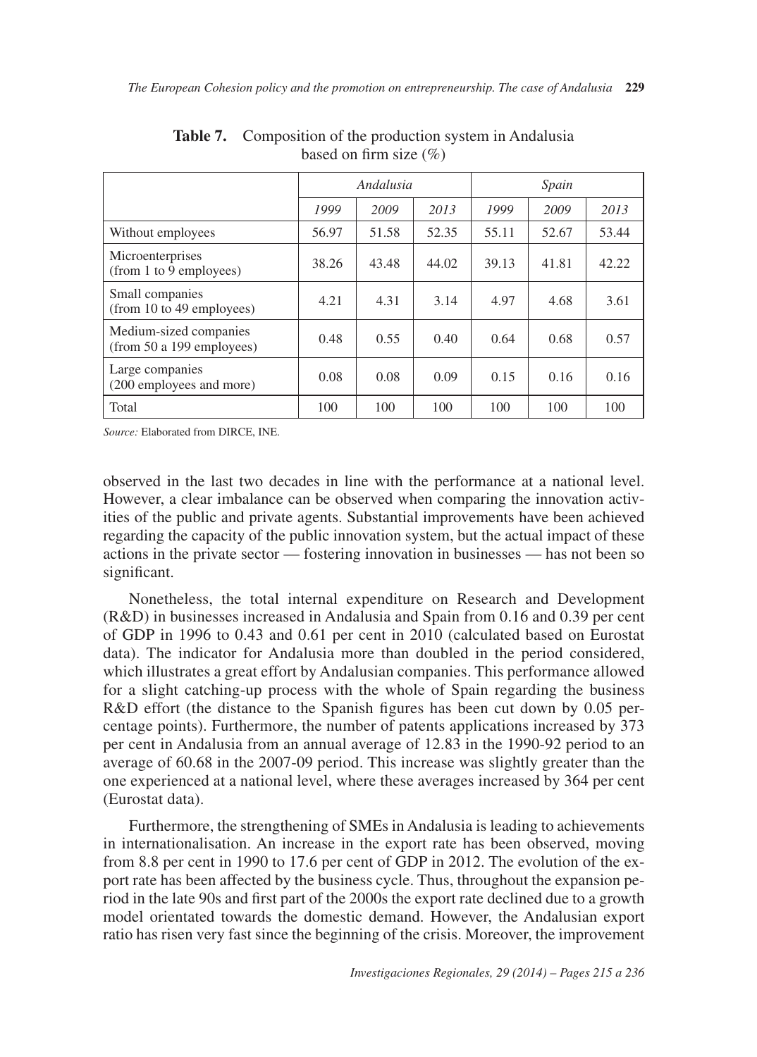**Table 7.** Composition of the production system in Andalusia based on firm size (%)

| | *Andalusia* | | | *Spain* | | |
|---|---|---|---|---|---|---|
| | *1999* | *2009* | *2013* | *1999* | *2009* | *2013* |
| Without employees | 56.97 | 51.58 | 52.35 | 55.11 | 52.67 | 53.44 |
| Microenterprises (from 1 to 9 employees) | 38.26 | 43.48 | 44.02 | 39.13 | 41.81 | 42.22 |
| Small companies (from 10 to 49 employees) | 4.21 | 4.31 | 3.14 | 4.97 | 4.68 | 3.61 |
| Medium-sized companies (from 50 a 199 employees) | 0.48 | 0.55 | 0.40 | 0.64 | 0.68 | 0.57 |
| Large companies (200 employees and more) | 0.08 | 0.08 | 0.09 | 0.15 | 0.16 | 0.16 |
| Total | 100 | 100 | 100 | 100 | 100 | 100 |

*Source:* Elaborated from DIRCE, INE.

observed in the last two decades in line with the performance at a national level. However, a clear imbalance can be observed when comparing the innovation activities of the public and private agents. Substantial improvements have been achieved regarding the capacity of the public innovation system, but the actual impact of these actions in the private sector — fostering innovation in businesses — has not been so significant.

Nonetheless, the total internal expenditure on Research and Development (R&D) in businesses increased in Andalusia and Spain from 0.16 and 0.39 per cent of GDP in 1996 to 0.43 and 0.61 per cent in 2010 (calculated based on Eurostat data). The indicator for Andalusia more than doubled in the period considered, which illustrates a great effort by Andalusian companies. This performance allowed for a slight catching-up process with the whole of Spain regarding the business R&D effort (the distance to the Spanish figures has been cut down by 0.05 percentage points). Furthermore, the number of patents applications increased by 373 per cent in Andalusia from an annual average of 12.83 in the 1990-92 period to an average of 60.68 in the 2007-09 period. This increase was slightly greater than the one experienced at a national level, where these averages increased by 364 per cent (Eurostat data).

Furthermore, the strengthening of SMEs in Andalusia is leading to achievements in internationalisation. An increase in the export rate has been observed, moving from 8.8 per cent in 1990 to 17.6 per cent of GDP in 2012. The evolution of the export rate has been affected by the business cycle. Thus, throughout the expansion period in the late 90s and first part of the 2000s the export rate declined due to a growth model orientated towards the domestic demand. However, the Andalusian export ratio has risen very fast since the beginning of the crisis. Moreover, the improvement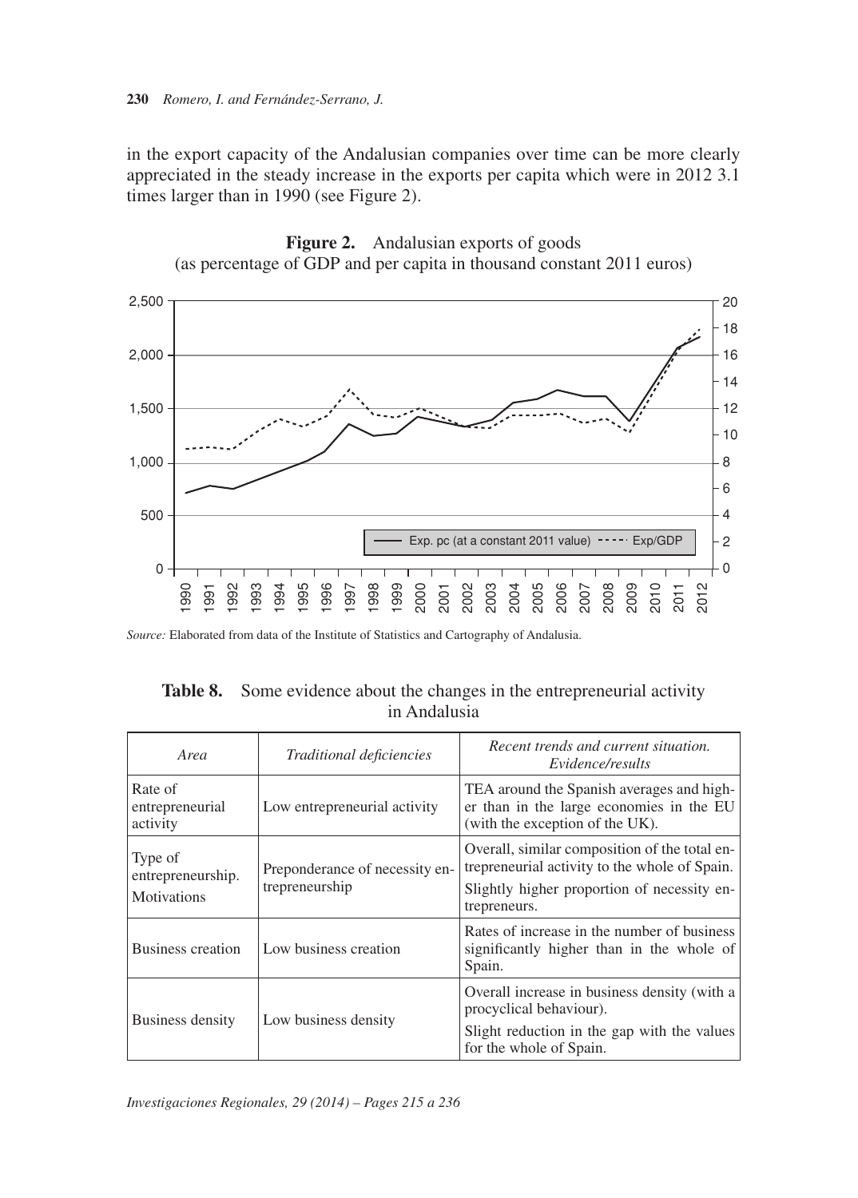in the export capacity of the Andalusian companies over time can be more clearly appreciated in the steady increase in the exports per capita which were in 2012 3.1 times larger than in 1990 (see Figure 2).

**Figure 2.** Andalusian exports of goods
(as percentage of GDP and per capita in thousand constant 2011 euros)

*Source:* Elaborated from data of the Institute of Statistics and Cartography of Andalusia.

**Table 8.** Some evidence about the changes in the entrepreneurial activity in Andalusia

| *Area* | *Traditional deficiencies* | *Recent trends and current situation. Evidence/results* |
|---|---|---|
| Rate of entrepreneurial activity | Low entrepreneurial activity | TEA around the Spanish averages and higher than in the large economies in the EU (with the exception of the UK). |
| Type of entrepreneurship. Motivations | Preponderance of necessity entrepreneurship | Overall, similar composition of the total entrepreneurial activity to the whole of Spain.<br>Slightly higher proportion of necessity entrepreneurs. |
| Business creation | Low business creation | Rates of increase in the number of business significantly higher than in the whole of Spain. |
| Business density | Low business density | Overall increase in business density (with a procyclical behaviour).<br>Slight reduction in the gap with the values for the whole of Spain. |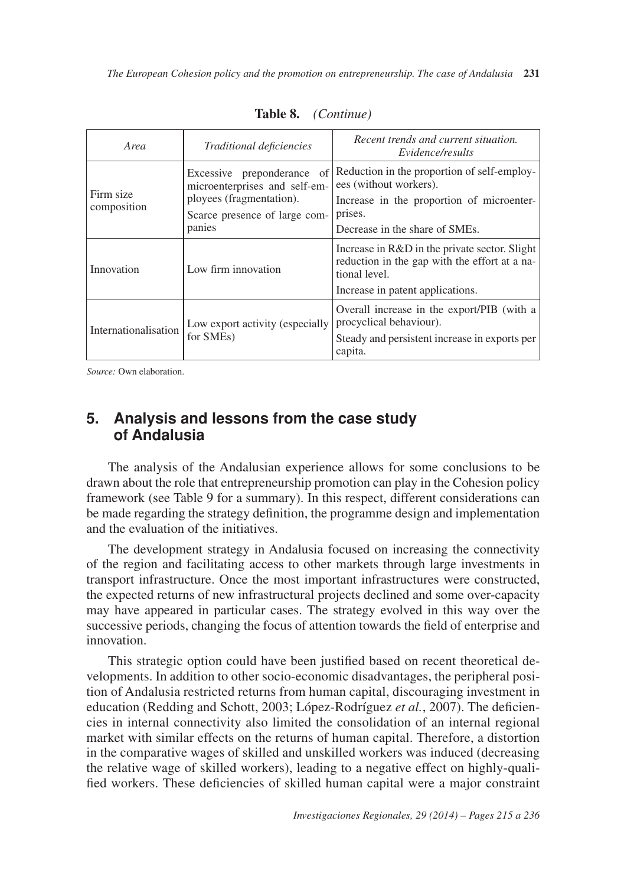**Table 8.** *(Continue)*

| *Area* | *Traditional deficiencies* | *Recent trends and current situation. Evidence/results* |
|---|---|---|
| Firm size composition | Excessive preponderance of microenterprises and self-employees (fragmentation). Scarce presence of large companies | Reduction in the proportion of self-employees (without workers). Increase in the proportion of microenterprises. Decrease in the share of SMEs. |
| Innovation | Low firm innovation | Increase in R&D in the private sector. Slight reduction in the gap with the effort at a national level. Increase in patent applications. |
| Internationalisation | Low export activity (especially for SMEs) | Overall increase in the export/PIB (with a procyclical behaviour). Steady and persistent increase in exports per capita. |

*Source:* Own elaboration.

## 5. Analysis and lessons from the case study of Andalusia

The analysis of the Andalusian experience allows for some conclusions to be drawn about the role that entrepreneurship promotion can play in the Cohesion policy framework (see Table 9 for a summary). In this respect, different considerations can be made regarding the strategy definition, the programme design and implementation and the evaluation of the initiatives.

The development strategy in Andalusia focused on increasing the connectivity of the region and facilitating access to other markets through large investments in transport infrastructure. Once the most important infrastructures were constructed, the expected returns of new infrastructural projects declined and some over-capacity may have appeared in particular cases. The strategy evolved in this way over the successive periods, changing the focus of attention towards the field of enterprise and innovation.

This strategic option could have been justified based on recent theoretical developments. In addition to other socio-economic disadvantages, the peripheral position of Andalusia restricted returns from human capital, discouraging investment in education (Redding and Schott, 2003; López-Rodríguez *et al.*, 2007). The deficiencies in internal connectivity also limited the consolidation of an internal regional market with similar effects on the returns of human capital. Therefore, a distortion in the comparative wages of skilled and unskilled workers was induced (decreasing the relative wage of skilled workers), leading to a negative effect on highly-qualified workers. These deficiencies of skilled human capital were a major constraint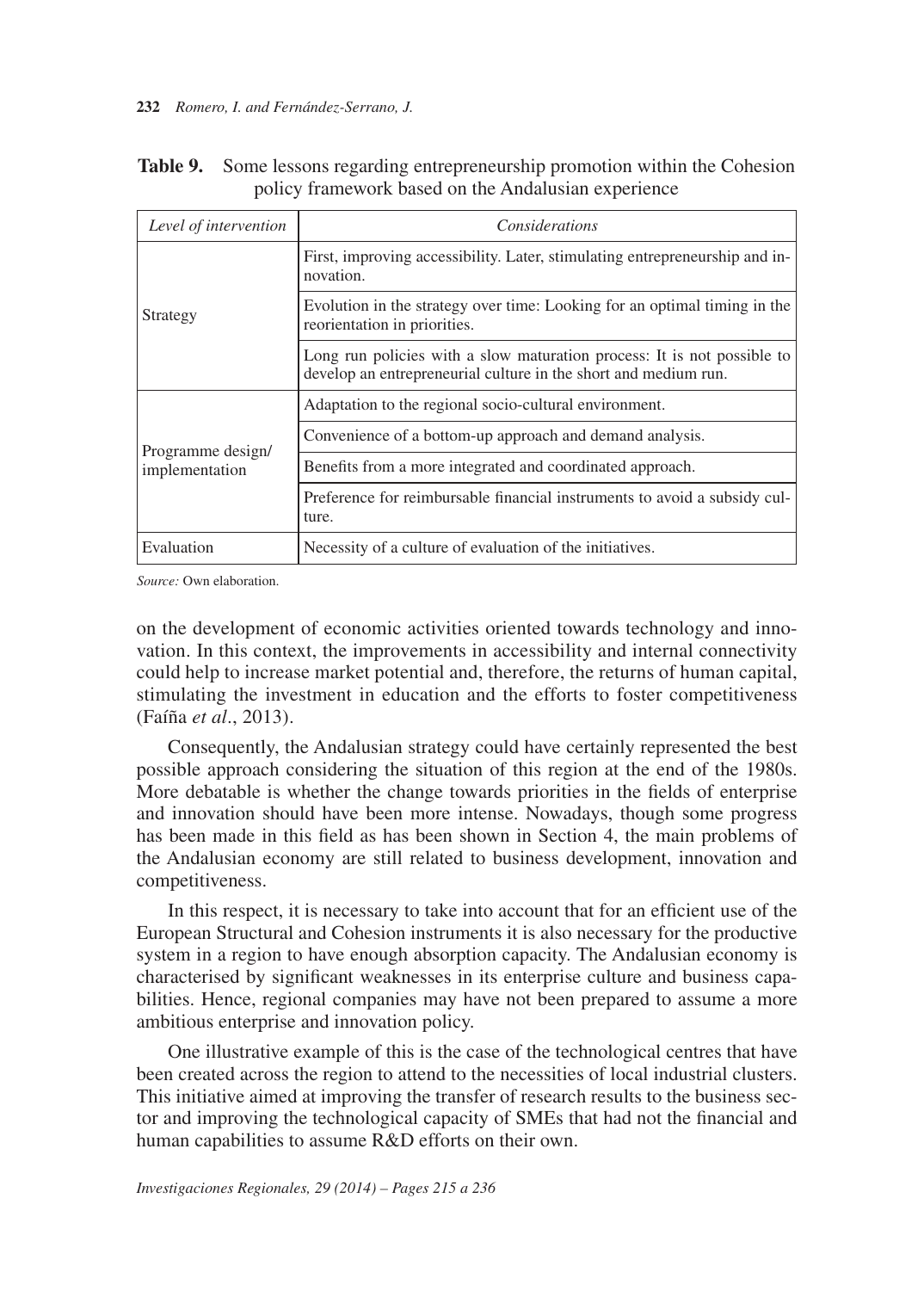**Table 9.** Some lessons regarding entrepreneurship promotion within the Cohesion policy framework based on the Andalusian experience

| *Level of intervention* | *Considerations* |
|---|---|
| Strategy | First, improving accessibility. Later, stimulating entrepreneurship and innovation. |
| | Evolution in the strategy over time: Looking for an optimal timing in the reorientation in priorities. |
| | Long run policies with a slow maturation process: It is not possible to develop an entrepreneurial culture in the short and medium run. |
| Programme design/ implementation | Adaptation to the regional socio-cultural environment. |
| | Convenience of a bottom-up approach and demand analysis. |
| | Benefits from a more integrated and coordinated approach. |
| | Preference for reimbursable financial instruments to avoid a subsidy culture. |
| Evaluation | Necessity of a culture of evaluation of the initiatives. |

*Source:* Own elaboration.

on the development of economic activities oriented towards technology and innovation. In this context, the improvements in accessibility and internal connectivity could help to increase market potential and, therefore, the returns of human capital, stimulating the investment in education and the efforts to foster competitiveness (Faíña *et al*., 2013).

Consequently, the Andalusian strategy could have certainly represented the best possible approach considering the situation of this region at the end of the 1980s. More debatable is whether the change towards priorities in the fields of enterprise and innovation should have been more intense. Nowadays, though some progress has been made in this field as has been shown in Section 4, the main problems of the Andalusian economy are still related to business development, innovation and competitiveness.

In this respect, it is necessary to take into account that for an efficient use of the European Structural and Cohesion instruments it is also necessary for the productive system in a region to have enough absorption capacity. The Andalusian economy is characterised by significant weaknesses in its enterprise culture and business capabilities. Hence, regional companies may have not been prepared to assume a more ambitious enterprise and innovation policy.

One illustrative example of this is the case of the technological centres that have been created across the region to attend to the necessities of local industrial clusters. This initiative aimed at improving the transfer of research results to the business sector and improving the technological capacity of SMEs that had not the financial and human capabilities to assume R&D efforts on their own.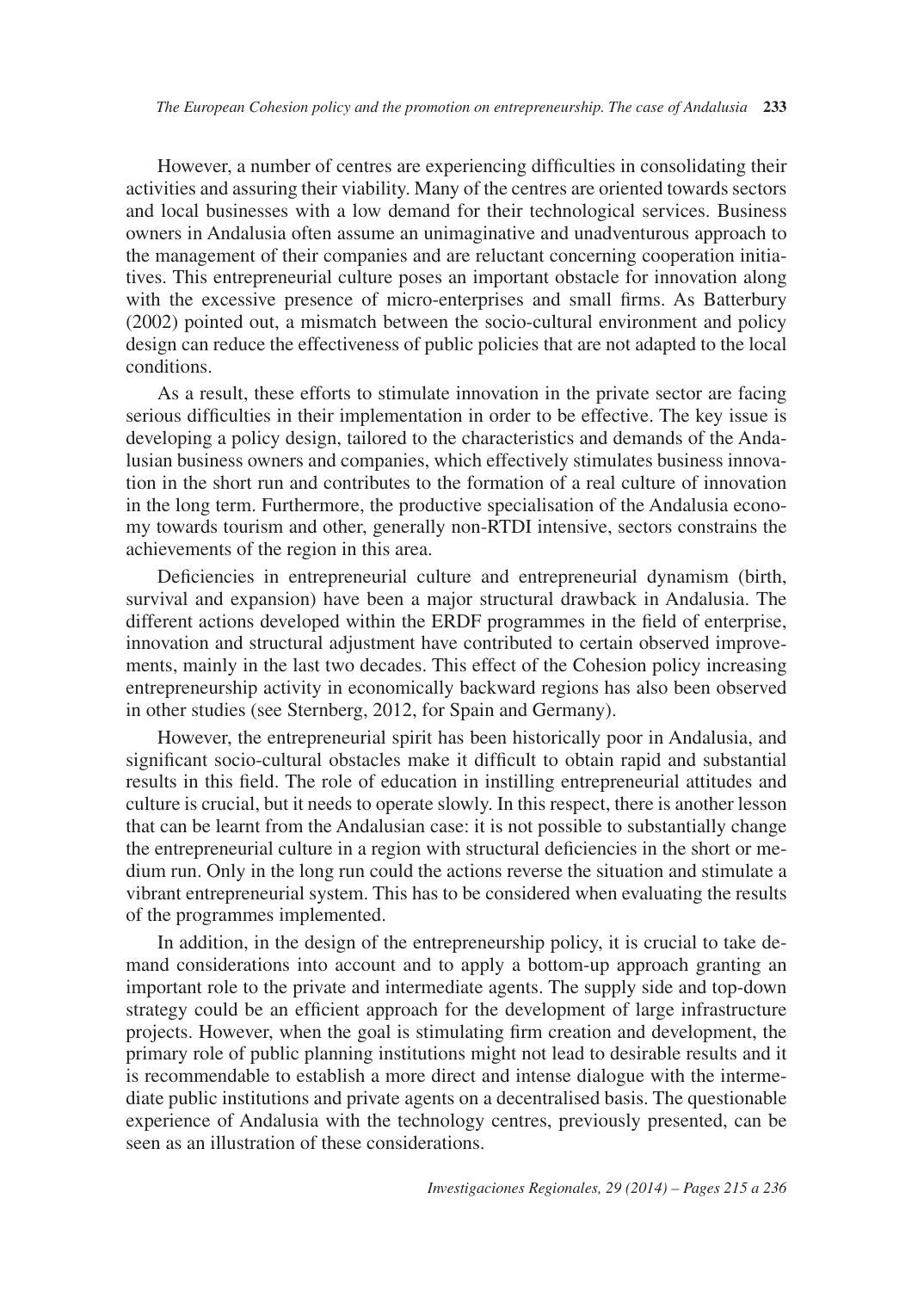However, a number of centres are experiencing difficulties in consolidating their activities and assuring their viability. Many of the centres are oriented towards sectors and local businesses with a low demand for their technological services. Business owners in Andalusia often assume an unimaginative and unadventurous approach to the management of their companies and are reluctant concerning cooperation initiatives. This entrepreneurial culture poses an important obstacle for innovation along with the excessive presence of micro-enterprises and small firms. As Batterbury (2002) pointed out, a mismatch between the socio-cultural environment and policy design can reduce the effectiveness of public policies that are not adapted to the local conditions.

As a result, these efforts to stimulate innovation in the private sector are facing serious difficulties in their implementation in order to be effective. The key issue is developing a policy design, tailored to the characteristics and demands of the Andalusian business owners and companies, which effectively stimulates business innovation in the short run and contributes to the formation of a real culture of innovation in the long term. Furthermore, the productive specialisation of the Andalusia economy towards tourism and other, generally non-RTDI intensive, sectors constrains the achievements of the region in this area.

Deficiencies in entrepreneurial culture and entrepreneurial dynamism (birth, survival and expansion) have been a major structural drawback in Andalusia. The different actions developed within the ERDF programmes in the field of enterprise, innovation and structural adjustment have contributed to certain observed improvements, mainly in the last two decades. This effect of the Cohesion policy increasing entrepreneurship activity in economically backward regions has also been observed in other studies (see Sternberg, 2012, for Spain and Germany).

However, the entrepreneurial spirit has been historically poor in Andalusia, and significant socio-cultural obstacles make it difficult to obtain rapid and substantial results in this field. The role of education in instilling entrepreneurial attitudes and culture is crucial, but it needs to operate slowly. In this respect, there is another lesson that can be learnt from the Andalusian case: it is not possible to substantially change the entrepreneurial culture in a region with structural deficiencies in the short or medium run. Only in the long run could the actions reverse the situation and stimulate a vibrant entrepreneurial system. This has to be considered when evaluating the results of the programmes implemented.

In addition, in the design of the entrepreneurship policy, it is crucial to take demand considerations into account and to apply a bottom-up approach granting an important role to the private and intermediate agents. The supply side and top-down strategy could be an efficient approach for the development of large infrastructure projects. However, when the goal is stimulating firm creation and development, the primary role of public planning institutions might not lead to desirable results and it is recommendable to establish a more direct and intense dialogue with the intermediate public institutions and private agents on a decentralised basis. The questionable experience of Andalusia with the technology centres, previously presented, can be seen as an illustration of these considerations.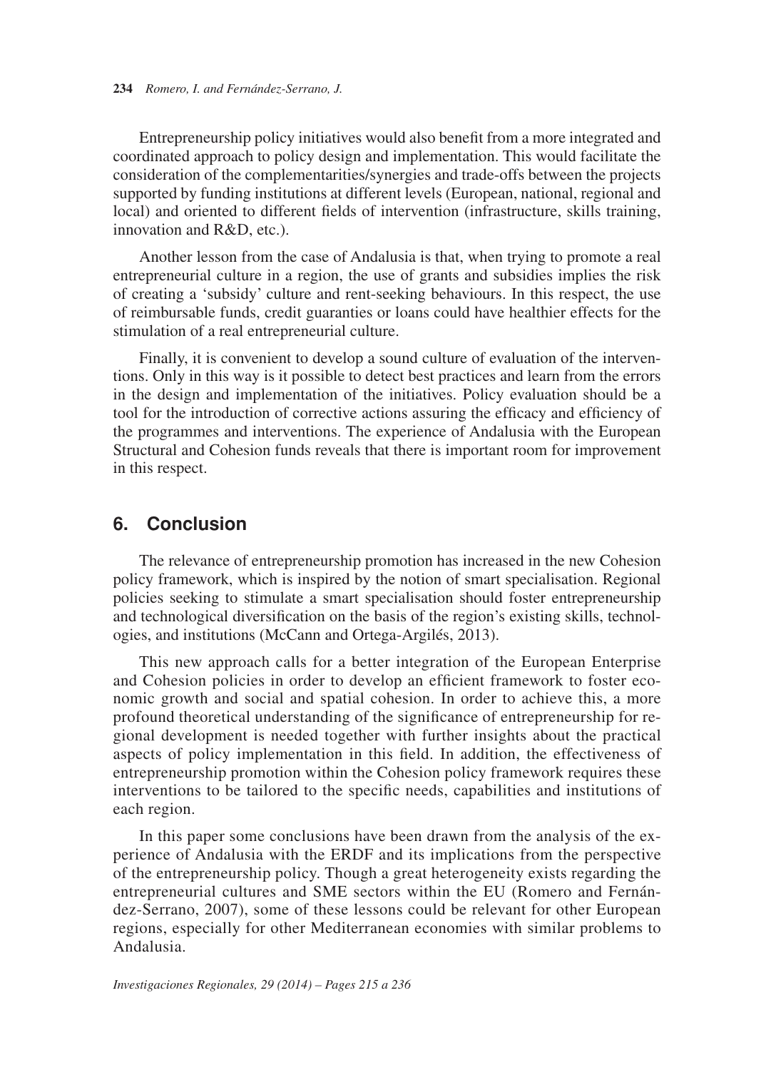Entrepreneurship policy initiatives would also benefit from a more integrated and coordinated approach to policy design and implementation. This would facilitate the consideration of the complementarities/synergies and trade-offs between the projects supported by funding institutions at different levels (European, national, regional and local) and oriented to different fields of intervention (infrastructure, skills training, innovation and R&D, etc.).

Another lesson from the case of Andalusia is that, when trying to promote a real entrepreneurial culture in a region, the use of grants and subsidies implies the risk of creating a 'subsidy' culture and rent-seeking behaviours. In this respect, the use of reimbursable funds, credit guaranties or loans could have healthier effects for the stimulation of a real entrepreneurial culture.

Finally, it is convenient to develop a sound culture of evaluation of the interventions. Only in this way is it possible to detect best practices and learn from the errors in the design and implementation of the initiatives. Policy evaluation should be a tool for the introduction of corrective actions assuring the efficacy and efficiency of the programmes and interventions. The experience of Andalusia with the European Structural and Cohesion funds reveals that there is important room for improvement in this respect.

## 6. Conclusion

The relevance of entrepreneurship promotion has increased in the new Cohesion policy framework, which is inspired by the notion of smart specialisation. Regional policies seeking to stimulate a smart specialisation should foster entrepreneurship and technological diversification on the basis of the region's existing skills, technologies, and institutions (McCann and Ortega-Argilés, 2013).

This new approach calls for a better integration of the European Enterprise and Cohesion policies in order to develop an efficient framework to foster economic growth and social and spatial cohesion. In order to achieve this, a more profound theoretical understanding of the significance of entrepreneurship for regional development is needed together with further insights about the practical aspects of policy implementation in this field. In addition, the effectiveness of entrepreneurship promotion within the Cohesion policy framework requires these interventions to be tailored to the specific needs, capabilities and institutions of each region.

In this paper some conclusions have been drawn from the analysis of the experience of Andalusia with the ERDF and its implications from the perspective of the entrepreneurship policy. Though a great heterogeneity exists regarding the entrepreneurial cultures and SME sectors within the EU (Romero and Fernández-Serrano, 2007), some of these lessons could be relevant for other European regions, especially for other Mediterranean economies with similar problems to Andalusia.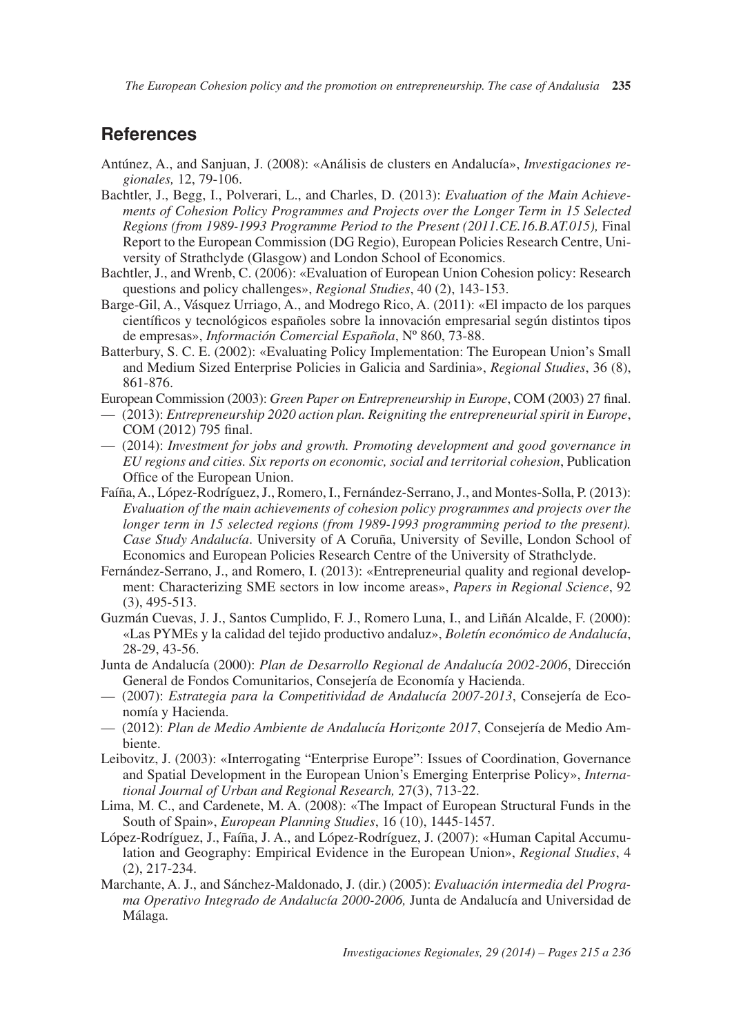## References

Antúnez, A., and Sanjuan, J. (2008): «Análisis de clusters en Andalucía», *Investigaciones regionales,* 12, 79-106.

Bachtler, J., Begg, I., Polverari, L., and Charles, D. (2013): *Evaluation of the Main Achievements of Cohesion Policy Programmes and Projects over the Longer Term in 15 Selected Regions (from 1989-1993 Programme Period to the Present (2011.CE.16.B.AT.015),* Final Report to the European Commission (DG Regio), European Policies Research Centre, University of Strathclyde (Glasgow) and London School of Economics.

Bachtler, J., and Wrenb, C. (2006): «Evaluation of European Union Cohesion policy: Research questions and policy challenges», *Regional Studies*, 40 (2), 143-153.

Barge-Gil, A., Vásquez Urriago, A., and Modrego Rico, A. (2011): «El impacto de los parques científicos y tecnológicos españoles sobre la innovación empresarial según distintos tipos de empresas», *Información Comercial Española*, Nº 860, 73-88.

Batterbury, S. C. E. (2002): «Evaluating Policy Implementation: The European Union's Small and Medium Sized Enterprise Policies in Galicia and Sardinia», *Regional Studies*, 36 (8), 861-876.

European Commission (2003): *Green Paper on Entrepreneurship in Europe*, COM (2003) 27 final.

— (2013): *Entrepreneurship 2020 action plan. Reigniting the entrepreneurial spirit in Europe*, COM (2012) 795 final.

— (2014): *Investment for jobs and growth. Promoting development and good governance in EU regions and cities. Six reports on economic, social and territorial cohesion*, Publication Office of the European Union.

Faíña, A., López-Rodríguez, J., Romero, I., Fernández-Serrano, J., and Montes-Solla, P. (2013): *Evaluation of the main achievements of cohesion policy programmes and projects over the longer term in 15 selected regions (from 1989-1993 programming period to the present). Case Study Andalucía*. University of A Coruña, University of Seville, London School of Economics and European Policies Research Centre of the University of Strathclyde.

Fernández-Serrano, J., and Romero, I. (2013): «Entrepreneurial quality and regional development: Characterizing SME sectors in low income areas», *Papers in Regional Science*, 92 (3), 495-513.

Guzmán Cuevas, J. J., Santos Cumplido, F. J., Romero Luna, I., and Liñán Alcalde, F. (2000): «Las PYMEs y la calidad del tejido productivo andaluz», *Boletín económico de Andalucía*, 28-29, 43-56.

Junta de Andalucía (2000): *Plan de Desarrollo Regional de Andalucía 2002-2006*, Dirección General de Fondos Comunitarios, Consejería de Economía y Hacienda.

— (2007): *Estrategia para la Competitividad de Andalucía 2007-2013*, Consejería de Economía y Hacienda.

— (2012): *Plan de Medio Ambiente de Andalucía Horizonte 2017*, Consejería de Medio Ambiente.

Leibovitz, J. (2003): «Interrogating "Enterprise Europe": Issues of Coordination, Governance and Spatial Development in the European Union's Emerging Enterprise Policy», *International Journal of Urban and Regional Research,* 27(3), 713-22.

Lima, M. C., and Cardenete, M. A. (2008): «The Impact of European Structural Funds in the South of Spain», *European Planning Studies*, 16 (10), 1445-1457.

López-Rodríguez, J., Faíña, J. A., and López-Rodríguez, J. (2007): «Human Capital Accumulation and Geography: Empirical Evidence in the European Union», *Regional Studies*, 4 (2), 217-234.

Marchante, A. J., and Sánchez-Maldonado, J. (dir.) (2005): *Evaluación intermedia del Programa Operativo Integrado de Andalucía 2000-2006,* Junta de Andalucía and Universidad de Málaga.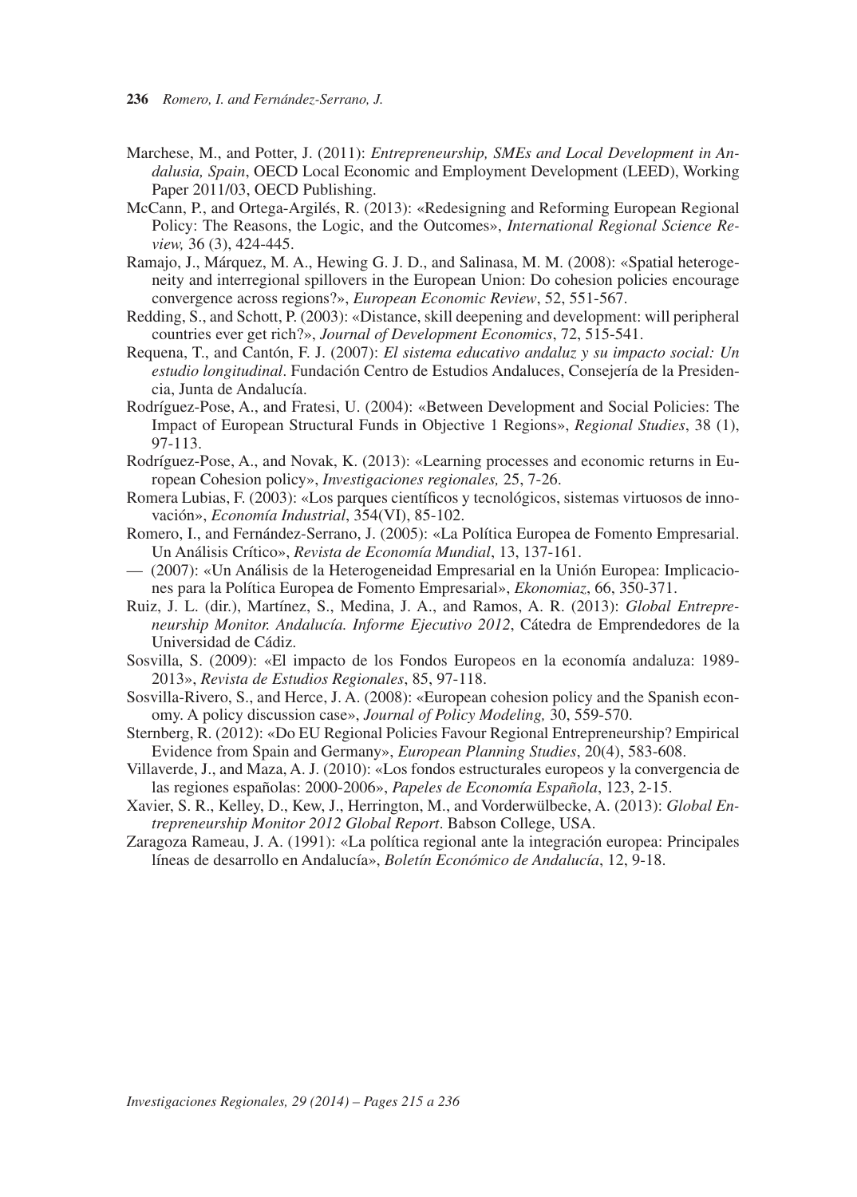Marchese, M., and Potter, J. (2011): *Entrepreneurship, SMEs and Local Development in Andalusia, Spain*, OECD Local Economic and Employment Development (LEED), Working Paper 2011/03, OECD Publishing.

McCann, P., and Ortega-Argilés, R. (2013): «Redesigning and Reforming European Regional Policy: The Reasons, the Logic, and the Outcomes», *International Regional Science Review,* 36 (3), 424-445.

Ramajo, J., Márquez, M. A., Hewing G. J. D., and Salinasa, M. M. (2008): «Spatial heterogeneity and interregional spillovers in the European Union: Do cohesion policies encourage convergence across regions?», *European Economic Review*, 52, 551-567.

Redding, S., and Schott, P. (2003): «Distance, skill deepening and development: will peripheral countries ever get rich?», *Journal of Development Economics*, 72, 515-541.

Requena, T., and Cantón, F. J. (2007): *El sistema educativo andaluz y su impacto social: Un estudio longitudinal*. Fundación Centro de Estudios Andaluces, Consejería de la Presidencia, Junta de Andalucía.

Rodríguez-Pose, A., and Fratesi, U. (2004): «Between Development and Social Policies: The Impact of European Structural Funds in Objective 1 Regions», *Regional Studies*, 38 (1), 97-113.

Rodríguez-Pose, A., and Novak, K. (2013): «Learning processes and economic returns in European Cohesion policy», *Investigaciones regionales,* 25, 7-26.

Romera Lubias, F. (2003): «Los parques científicos y tecnológicos, sistemas virtuosos de innovación», *Economía Industrial*, 354(VI), 85-102.

Romero, I., and Fernández-Serrano, J. (2005): «La Política Europea de Fomento Empresarial. Un Análisis Crítico», *Revista de Economía Mundial*, 13, 137-161.

— (2007): «Un Análisis de la Heterogeneidad Empresarial en la Unión Europea: Implicaciones para la Política Europea de Fomento Empresarial», *Ekonomiaz*, 66, 350-371.

Ruiz, J. L. (dir.), Martínez, S., Medina, J. A., and Ramos, A. R. (2013): *Global Entrepreneurship Monitor. Andalucía. Informe Ejecutivo 2012*, Cátedra de Emprendedores de la Universidad de Cádiz.

Sosvilla, S. (2009): «El impacto de los Fondos Europeos en la economía andaluza: 1989-2013», *Revista de Estudios Regionales*, 85, 97-118.

Sosvilla-Rivero, S., and Herce, J. A. (2008): «European cohesion policy and the Spanish economy. A policy discussion case», *Journal of Policy Modeling,* 30, 559-570.

Sternberg, R. (2012): «Do EU Regional Policies Favour Regional Entrepreneurship? Empirical Evidence from Spain and Germany», *European Planning Studies*, 20(4), 583-608.

Villaverde, J., and Maza, A. J. (2010): «Los fondos estructurales europeos y la convergencia de las regiones españolas: 2000-2006», *Papeles de Economía Española*, 123, 2-15.

Xavier, S. R., Kelley, D., Kew, J., Herrington, M., and Vorderwülbecke, A. (2013): *Global Entrepreneurship Monitor 2012 Global Report*. Babson College, USA.

Zaragoza Rameau, J. A. (1991): «La política regional ante la integración europea: Principales líneas de desarrollo en Andalucía», *Boletín Económico de Andalucía*, 12, 9-18.